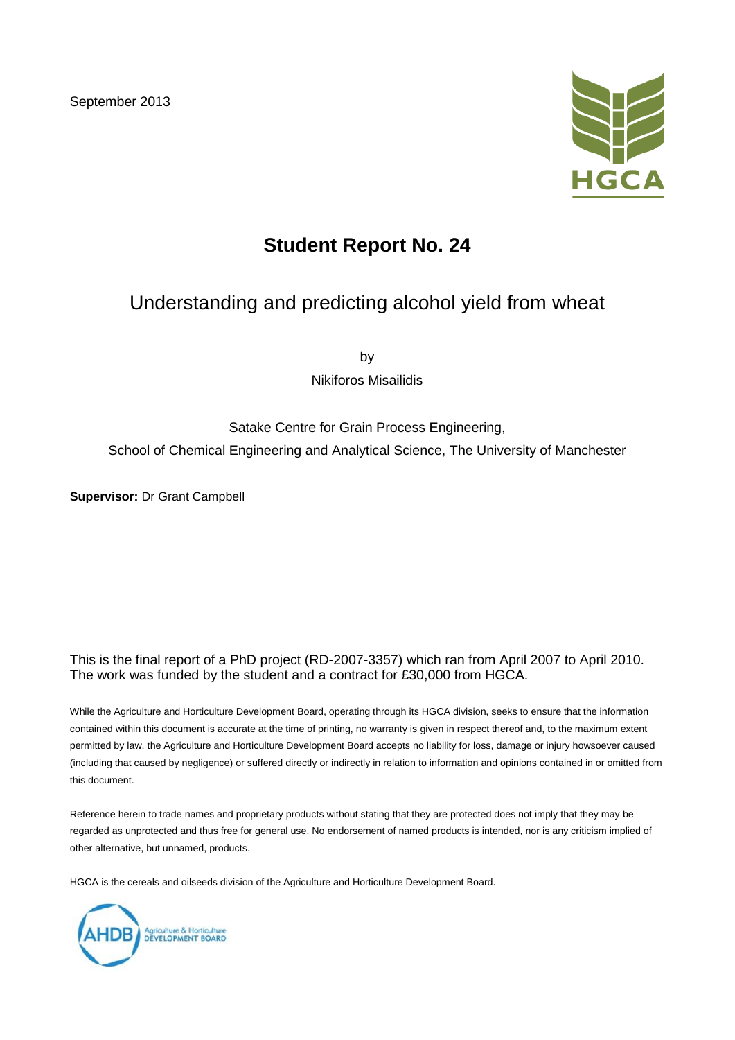September 2013

HGCA

# Student Report No. 24

## Understanding and predicting alcohol yield from wheat

by

Nikiforos Misailidis

Satake Centre for Grain Process Engineering,

School of Chemical Engineering and Analytical Science, The University of Manchester

**Supervisor:** Dr Grant Campbell

This is the final report of a PhD project (RD-2007-3357) which ran from April 2007 to April 2010. The work was funded by the student and a contract for £30,000 from HGCA.

While the Agriculture and Horticulture Development Board, operating through its HGCA division, seeks to ensure that the information contained within this document is accurate at the time of printing, no warranty is given in respect thereof and, to the maximum extent permitted by law, the Agriculture and Horticulture Development Board accepts no liability for loss, damage or injury howsoever caused (including that caused by negligence) or suffered directly or indirectly in relation to information and opinions contained in or omitted from this document.

Reference herein to trade names and proprietary products without stating that they are protected does not imply that they may be regarded as unprotected and thus free for general use. No endorsement of named products is intended, nor is any criticism implied of other alternative, but unnamed, products.

HGCA is the cereals and oilseeds division of the Agriculture and Horticulture Development Board.

AHDB Agriculture & Horticulture DEVELOPMENT BOARD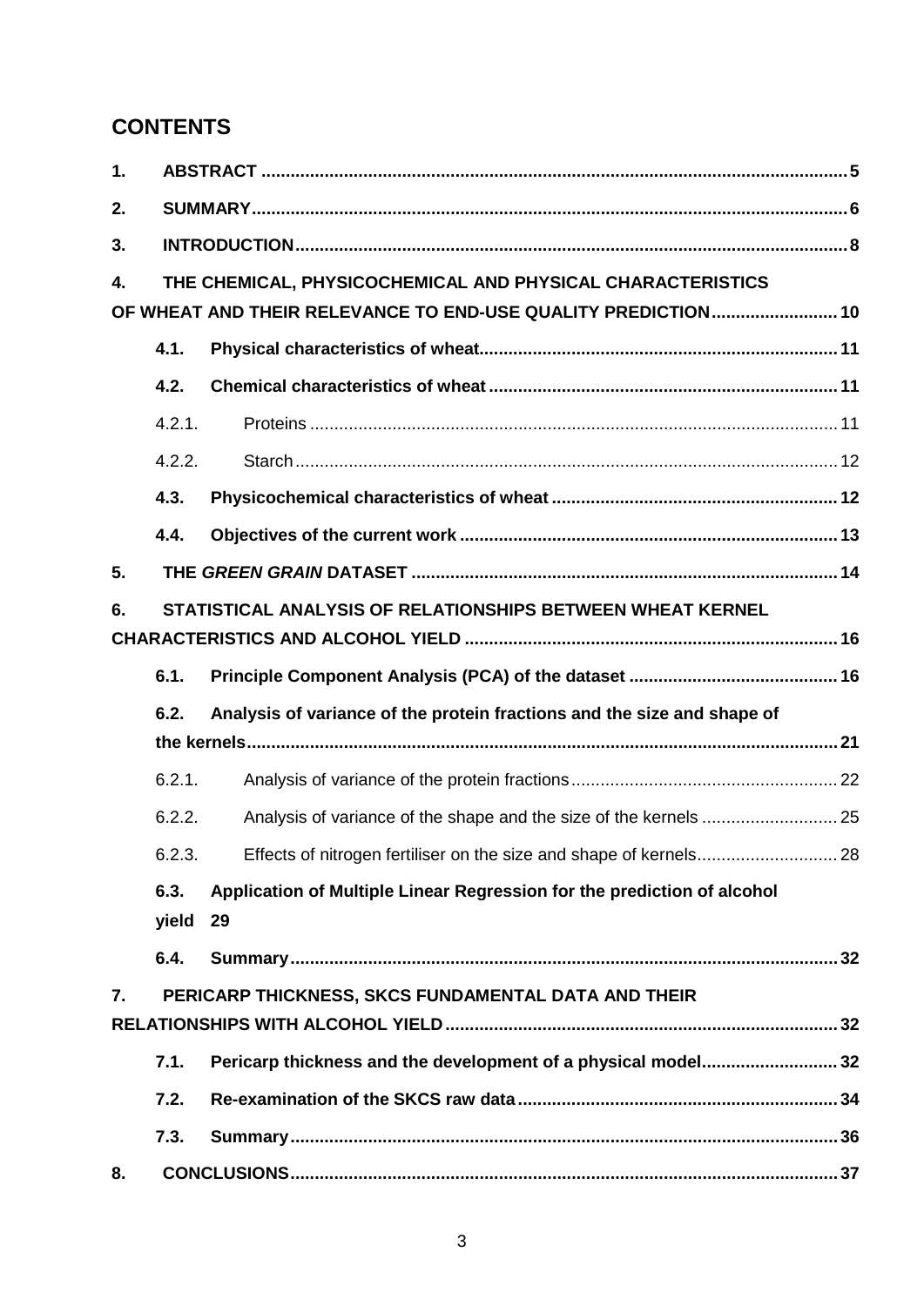# CONTENTS

1. **ABSTRACT** ... 5
2. **SUMMARY** ... 6
3. **INTRODUCTION** ... 8
4. **THE CHEMICAL, PHYSICOCHEMICAL AND PHYSICAL CHARACTERISTICS OF WHEAT AND THEIR RELEVANCE TO END-USE QUALITY PREDICTION** ... 10
   - **4.1. Physical characteristics of wheat** ... 11
   - **4.2. Chemical characteristics of wheat** ... 11
     - 4.2.1. Proteins ... 11
     - 4.2.2. Starch ... 12
   - **4.3. Physicochemical characteristics of wheat** ... 12
   - **4.4. Objectives of the current work** ... 13
5. **THE *GREEN GRAIN* DATASET** ... 14
6. **STATISTICAL ANALYSIS OF RELATIONSHIPS BETWEEN WHEAT KERNEL CHARACTERISTICS AND ALCOHOL YIELD** ... 16
   - **6.1. Principle Component Analysis (PCA) of the dataset** ... 16
   - **6.2. Analysis of variance of the protein fractions and the size and shape of the kernels** ... 21
     - 6.2.1. Analysis of variance of the protein fractions ... 22
     - 6.2.2. Analysis of variance of the shape and the size of the kernels ... 25
     - 6.2.3. Effects of nitrogen fertiliser on the size and shape of kernels ... 28
   - **6.3. Application of Multiple Linear Regression for the prediction of alcohol yield** ... 29
   - **6.4. Summary** ... 32
7. **PERICARP THICKNESS, SKCS FUNDAMENTAL DATA AND THEIR RELATIONSHIPS WITH ALCOHOL YIELD** ... 32
   - **7.1. Pericarp thickness and the development of a physical model** ... 32
   - **7.2. Re-examination of the SKCS raw data** ... 34
   - **7.3. Summary** ... 36
8. **CONCLUSIONS** ... 37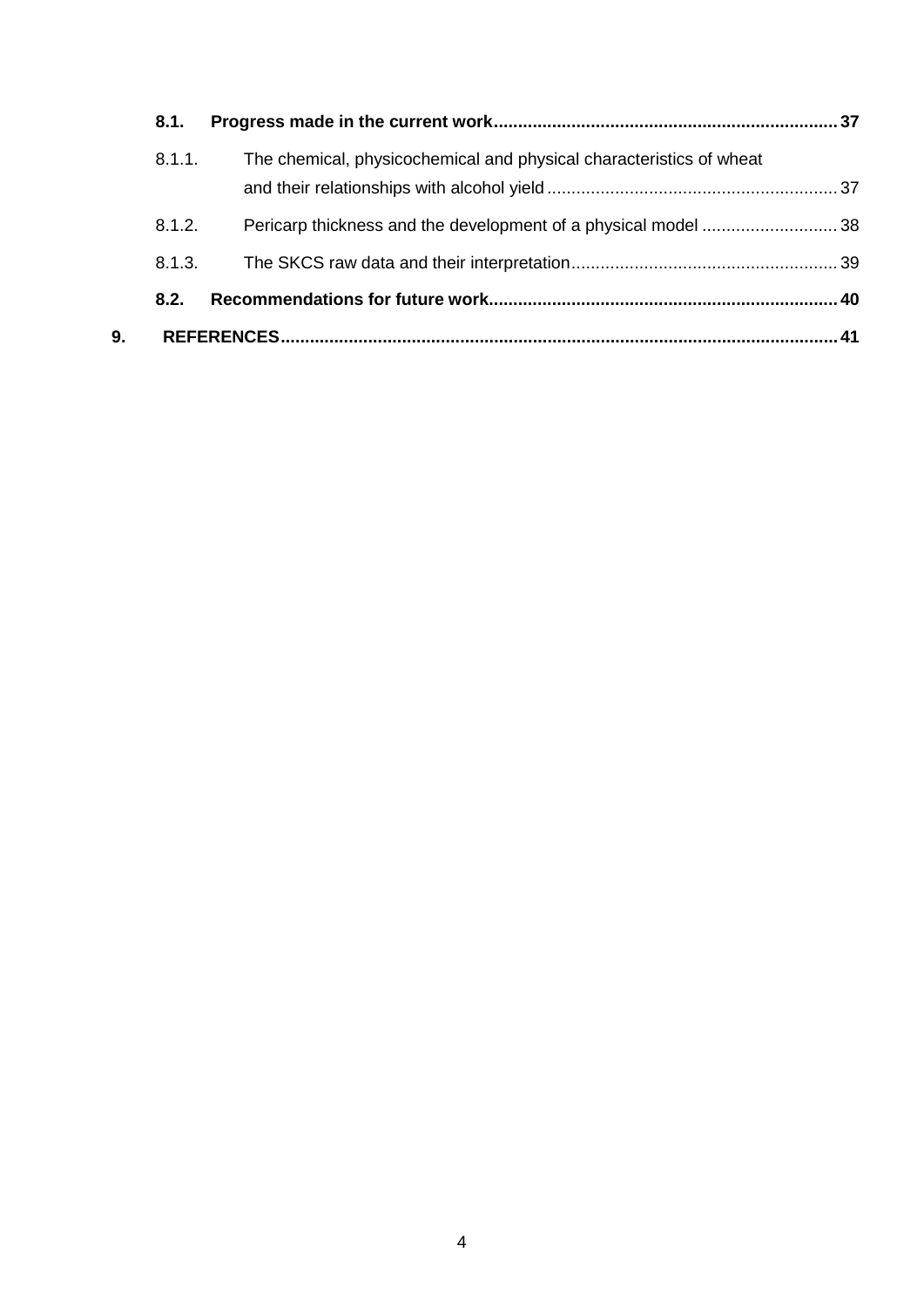**8.1. Progress made in the current work** .......................................................................... **37**

8.1.1. The chemical, physicochemical and physical characteristics of wheat and their relationships with alcohol yield ............................................................. 37

8.1.2. Pericarp thickness and the development of a physical model ............................ 38

8.1.3. The SKCS raw data and their interpretation ....................................................... 39

**8.2. Recommendations for future work** .......................................................................... **40**

**9. REFERENCES** .................................................................................................................. **41**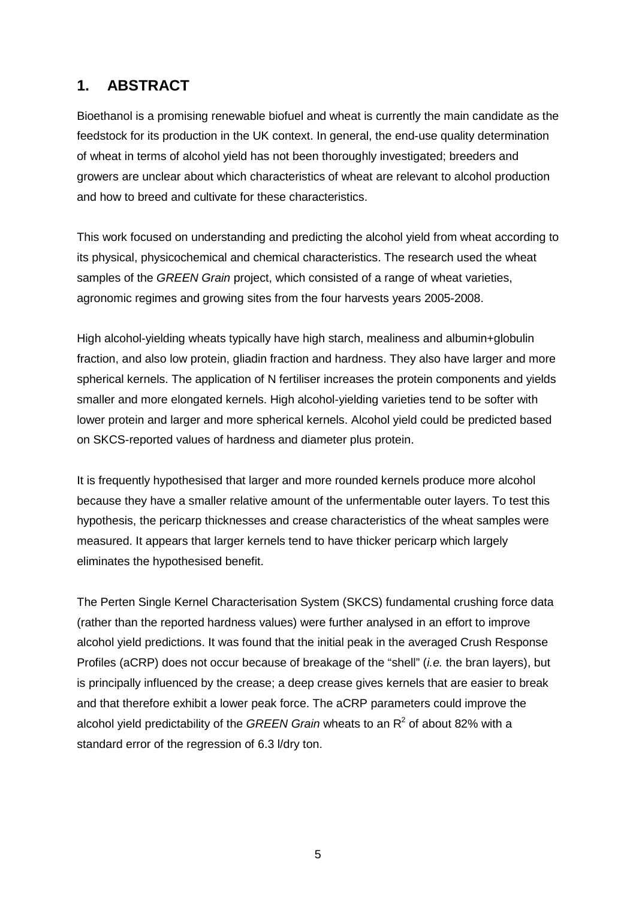## 1. ABSTRACT

Bioethanol is a promising renewable biofuel and wheat is currently the main candidate as the feedstock for its production in the UK context. In general, the end-use quality determination of wheat in terms of alcohol yield has not been thoroughly investigated; breeders and growers are unclear about which characteristics of wheat are relevant to alcohol production and how to breed and cultivate for these characteristics.

This work focused on understanding and predicting the alcohol yield from wheat according to its physical, physicochemical and chemical characteristics. The research used the wheat samples of the *GREEN Grain* project, which consisted of a range of wheat varieties, agronomic regimes and growing sites from the four harvests years 2005-2008.

High alcohol-yielding wheats typically have high starch, mealiness and albumin+globulin fraction, and also low protein, gliadin fraction and hardness. They also have larger and more spherical kernels. The application of N fertiliser increases the protein components and yields smaller and more elongated kernels. High alcohol-yielding varieties tend to be softer with lower protein and larger and more spherical kernels. Alcohol yield could be predicted based on SKCS-reported values of hardness and diameter plus protein.

It is frequently hypothesised that larger and more rounded kernels produce more alcohol because they have a smaller relative amount of the unfermentable outer layers. To test this hypothesis, the pericarp thicknesses and crease characteristics of the wheat samples were measured. It appears that larger kernels tend to have thicker pericarp which largely eliminates the hypothesised benefit.

The Perten Single Kernel Characterisation System (SKCS) fundamental crushing force data (rather than the reported hardness values) were further analysed in an effort to improve alcohol yield predictions. It was found that the initial peak in the averaged Crush Response Profiles (aCRP) does not occur because of breakage of the "shell" (*i.e.* the bran layers), but is principally influenced by the crease; a deep crease gives kernels that are easier to break and that therefore exhibit a lower peak force. The aCRP parameters could improve the alcohol yield predictability of the *GREEN Grain* wheats to an $R^2$ of about 82% with a standard error of the regression of 6.3 l/dry ton.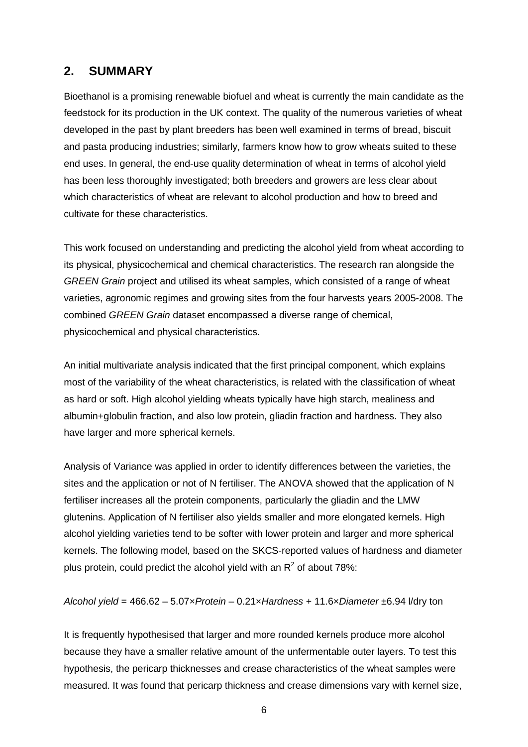## 2. SUMMARY

Bioethanol is a promising renewable biofuel and wheat is currently the main candidate as the feedstock for its production in the UK context. The quality of the numerous varieties of wheat developed in the past by plant breeders has been well examined in terms of bread, biscuit and pasta producing industries; similarly, farmers know how to grow wheats suited to these end uses. In general, the end-use quality determination of wheat in terms of alcohol yield has been less thoroughly investigated; both breeders and growers are less clear about which characteristics of wheat are relevant to alcohol production and how to breed and cultivate for these characteristics.

This work focused on understanding and predicting the alcohol yield from wheat according to its physical, physicochemical and chemical characteristics. The research ran alongside the *GREEN Grain* project and utilised its wheat samples, which consisted of a range of wheat varieties, agronomic regimes and growing sites from the four harvests years 2005-2008. The combined *GREEN Grain* dataset encompassed a diverse range of chemical, physicochemical and physical characteristics.

An initial multivariate analysis indicated that the first principal component, which explains most of the variability of the wheat characteristics, is related with the classification of wheat as hard or soft. High alcohol yielding wheats typically have high starch, mealiness and albumin+globulin fraction, and also low protein, gliadin fraction and hardness. They also have larger and more spherical kernels.

Analysis of Variance was applied in order to identify differences between the varieties, the sites and the application or not of N fertiliser. The ANOVA showed that the application of N fertiliser increases all the protein components, particularly the gliadin and the LMW glutenins. Application of N fertiliser also yields smaller and more elongated kernels. High alcohol yielding varieties tend to be softer with lower protein and larger and more spherical kernels. The following model, based on the SKCS-reported values of hardness and diameter plus protein, could predict the alcohol yield with an $R^2$ of about 78%:

$$\textit{Alcohol yield} = 466.62 - 5.07 \times \textit{Protein} - 0.21 \times \textit{Hardness} + 11.6 \times \textit{Diameter} \pm 6.94 \text{ l/dry ton}$$

It is frequently hypothesised that larger and more rounded kernels produce more alcohol because they have a smaller relative amount of the unfermentable outer layers. To test this hypothesis, the pericarp thicknesses and crease characteristics of the wheat samples were measured. It was found that pericarp thickness and crease dimensions vary with kernel size,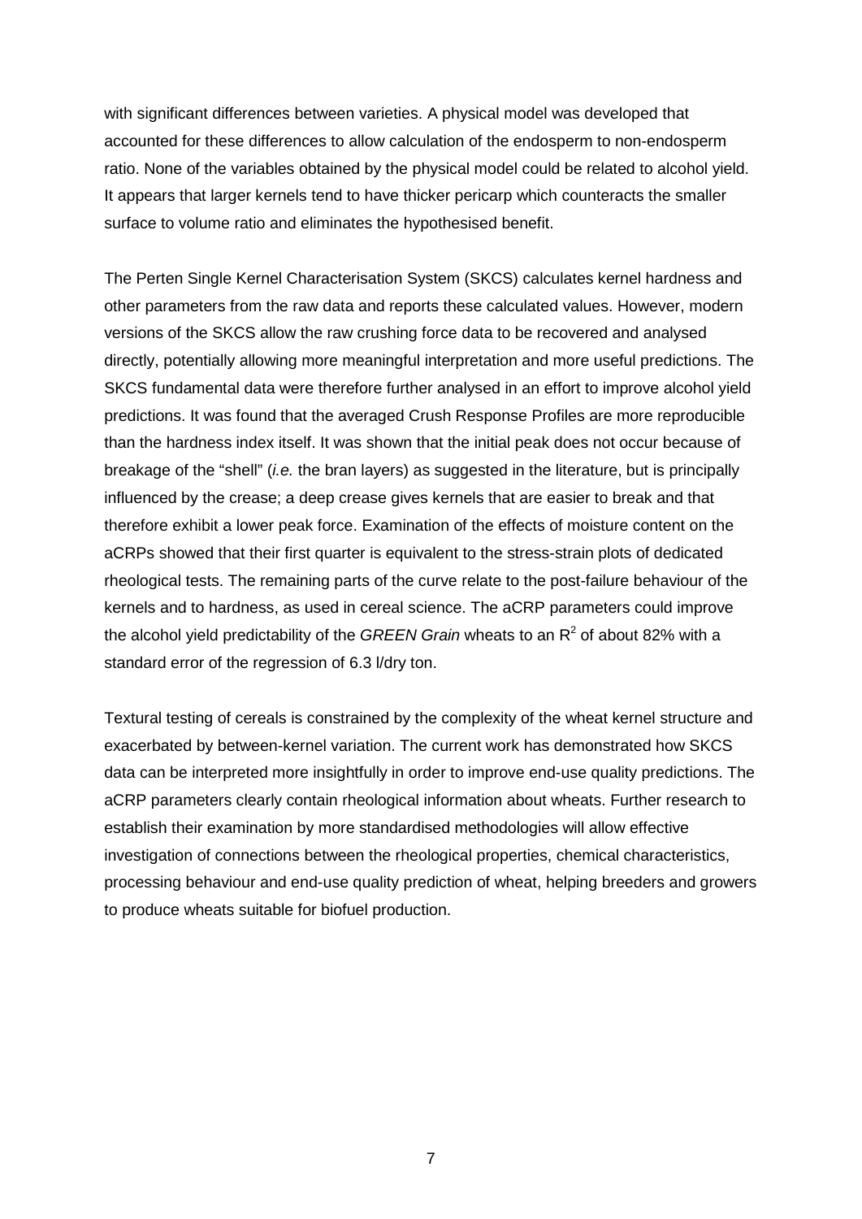with significant differences between varieties. A physical model was developed that accounted for these differences to allow calculation of the endosperm to non-endosperm ratio. None of the variables obtained by the physical model could be related to alcohol yield. It appears that larger kernels tend to have thicker pericarp which counteracts the smaller surface to volume ratio and eliminates the hypothesised benefit.

The Perten Single Kernel Characterisation System (SKCS) calculates kernel hardness and other parameters from the raw data and reports these calculated values. However, modern versions of the SKCS allow the raw crushing force data to be recovered and analysed directly, potentially allowing more meaningful interpretation and more useful predictions. The SKCS fundamental data were therefore further analysed in an effort to improve alcohol yield predictions. It was found that the averaged Crush Response Profiles are more reproducible than the hardness index itself. It was shown that the initial peak does not occur because of breakage of the "shell" (*i.e.* the bran layers) as suggested in the literature, but is principally influenced by the crease; a deep crease gives kernels that are easier to break and that therefore exhibit a lower peak force. Examination of the effects of moisture content on the aCRPs showed that their first quarter is equivalent to the stress-strain plots of dedicated rheological tests. The remaining parts of the curve relate to the post-failure behaviour of the kernels and to hardness, as used in cereal science. The aCRP parameters could improve the alcohol yield predictability of the *GREEN Grain* wheats to an $R^2$ of about 82% with a standard error of the regression of 6.3 l/dry ton.

Textural testing of cereals is constrained by the complexity of the wheat kernel structure and exacerbated by between-kernel variation. The current work has demonstrated how SKCS data can be interpreted more insightfully in order to improve end-use quality predictions. The aCRP parameters clearly contain rheological information about wheats. Further research to establish their examination by more standardised methodologies will allow effective investigation of connections between the rheological properties, chemical characteristics, processing behaviour and end-use quality prediction of wheat, helping breeders and growers to produce wheats suitable for biofuel production.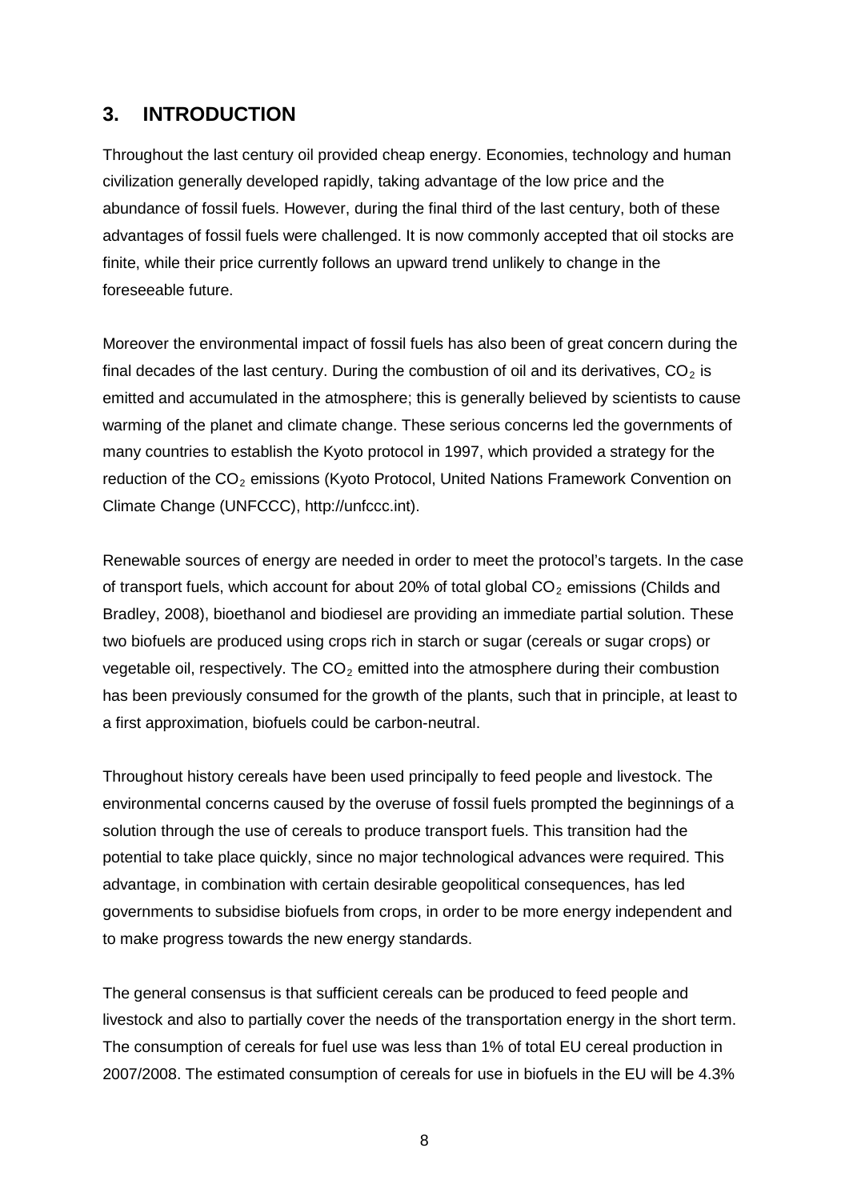## 3. INTRODUCTION

Throughout the last century oil provided cheap energy. Economies, technology and human civilization generally developed rapidly, taking advantage of the low price and the abundance of fossil fuels. However, during the final third of the last century, both of these advantages of fossil fuels were challenged. It is now commonly accepted that oil stocks are finite, while their price currently follows an upward trend unlikely to change in the foreseeable future.

Moreover the environmental impact of fossil fuels has also been of great concern during the final decades of the last century. During the combustion of oil and its derivatives, $CO_2$ is emitted and accumulated in the atmosphere; this is generally believed by scientists to cause warming of the planet and climate change. These serious concerns led the governments of many countries to establish the Kyoto protocol in 1997, which provided a strategy for the reduction of the $CO_2$ emissions (Kyoto Protocol, United Nations Framework Convention on Climate Change (UNFCCC), http://unfccc.int).

Renewable sources of energy are needed in order to meet the protocol's targets. In the case of transport fuels, which account for about 20% of total global $CO_2$ emissions (Childs and Bradley, 2008), bioethanol and biodiesel are providing an immediate partial solution. These two biofuels are produced using crops rich in starch or sugar (cereals or sugar crops) or vegetable oil, respectively. The $CO_2$ emitted into the atmosphere during their combustion has been previously consumed for the growth of the plants, such that in principle, at least to a first approximation, biofuels could be carbon-neutral.

Throughout history cereals have been used principally to feed people and livestock. The environmental concerns caused by the overuse of fossil fuels prompted the beginnings of a solution through the use of cereals to produce transport fuels. This transition had the potential to take place quickly, since no major technological advances were required. This advantage, in combination with certain desirable geopolitical consequences, has led governments to subsidise biofuels from crops, in order to be more energy independent and to make progress towards the new energy standards.

The general consensus is that sufficient cereals can be produced to feed people and livestock and also to partially cover the needs of the transportation energy in the short term. The consumption of cereals for fuel use was less than 1% of total EU cereal production in 2007/2008. The estimated consumption of cereals for use in biofuels in the EU will be 4.3%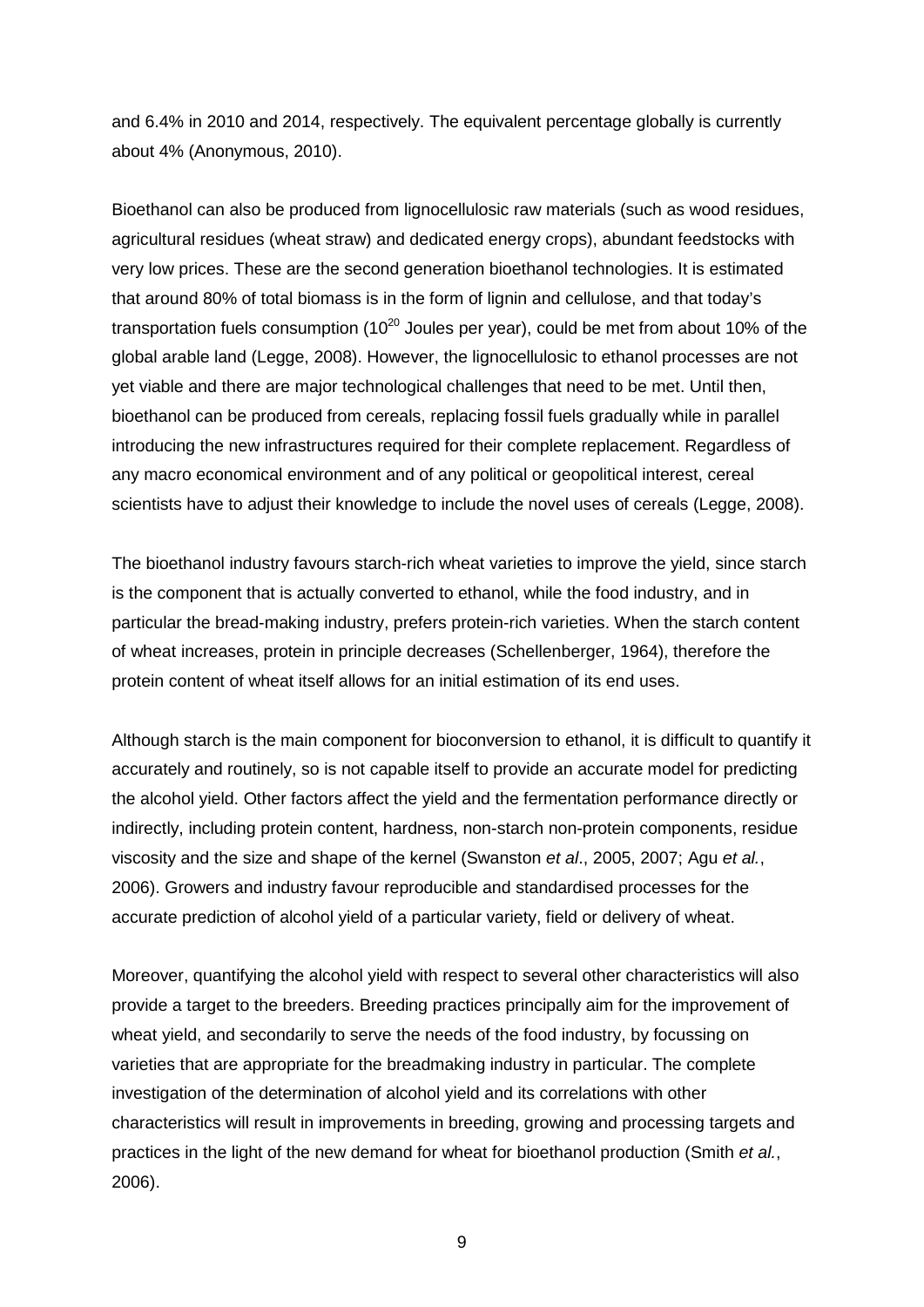and 6.4% in 2010 and 2014, respectively. The equivalent percentage globally is currently about 4% (Anonymous, 2010).

Bioethanol can also be produced from lignocellulosic raw materials (such as wood residues, agricultural residues (wheat straw) and dedicated energy crops), abundant feedstocks with very low prices. These are the second generation bioethanol technologies. It is estimated that around 80% of total biomass is in the form of lignin and cellulose, and that today's transportation fuels consumption ($10^{20}$ Joules per year), could be met from about 10% of the global arable land (Legge, 2008). However, the lignocellulosic to ethanol processes are not yet viable and there are major technological challenges that need to be met. Until then, bioethanol can be produced from cereals, replacing fossil fuels gradually while in parallel introducing the new infrastructures required for their complete replacement. Regardless of any macro economical environment and of any political or geopolitical interest, cereal scientists have to adjust their knowledge to include the novel uses of cereals (Legge, 2008).

The bioethanol industry favours starch-rich wheat varieties to improve the yield, since starch is the component that is actually converted to ethanol, while the food industry, and in particular the bread-making industry, prefers protein-rich varieties. When the starch content of wheat increases, protein in principle decreases (Schellenberger, 1964), therefore the protein content of wheat itself allows for an initial estimation of its end uses.

Although starch is the main component for bioconversion to ethanol, it is difficult to quantify it accurately and routinely, so is not capable itself to provide an accurate model for predicting the alcohol yield. Other factors affect the yield and the fermentation performance directly or indirectly, including protein content, hardness, non-starch non-protein components, residue viscosity and the size and shape of the kernel (Swanston *et al*., 2005, 2007; Agu *et al.*, 2006). Growers and industry favour reproducible and standardised processes for the accurate prediction of alcohol yield of a particular variety, field or delivery of wheat.

Moreover, quantifying the alcohol yield with respect to several other characteristics will also provide a target to the breeders. Breeding practices principally aim for the improvement of wheat yield, and secondarily to serve the needs of the food industry, by focussing on varieties that are appropriate for the breadmaking industry in particular. The complete investigation of the determination of alcohol yield and its correlations with other characteristics will result in improvements in breeding, growing and processing targets and practices in the light of the new demand for wheat for bioethanol production (Smith *et al.*, 2006).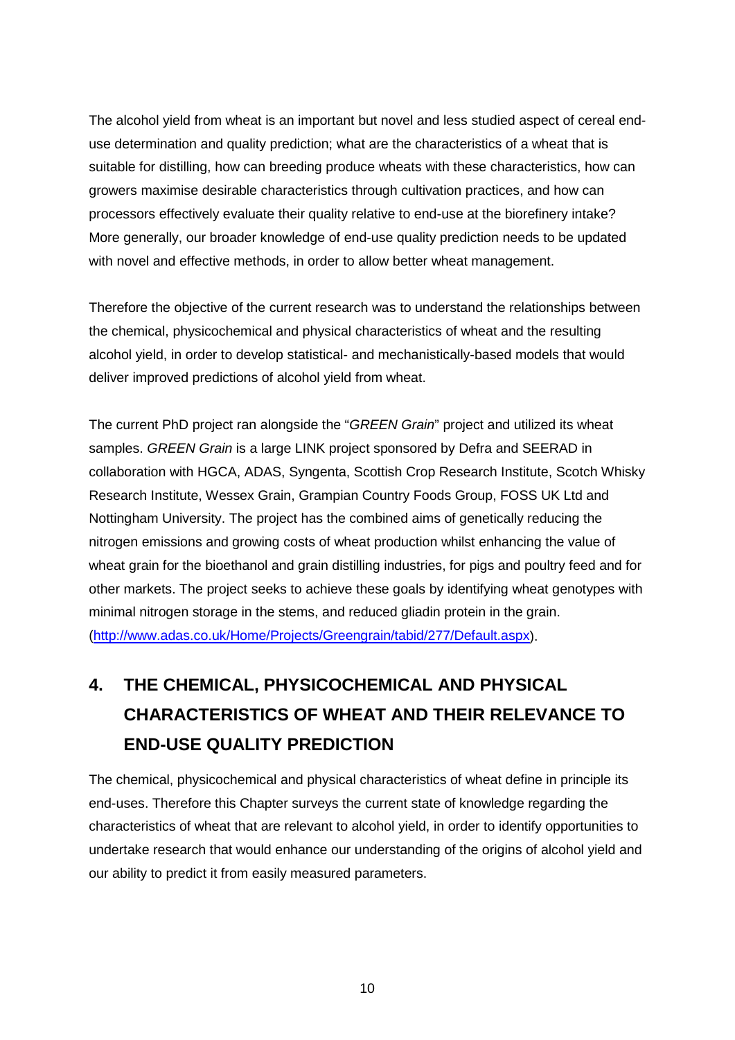The alcohol yield from wheat is an important but novel and less studied aspect of cereal end-use determination and quality prediction; what are the characteristics of a wheat that is suitable for distilling, how can breeding produce wheats with these characteristics, how can growers maximise desirable characteristics through cultivation practices, and how can processors effectively evaluate their quality relative to end-use at the biorefinery intake? More generally, our broader knowledge of end-use quality prediction needs to be updated with novel and effective methods, in order to allow better wheat management.

Therefore the objective of the current research was to understand the relationships between the chemical, physicochemical and physical characteristics of wheat and the resulting alcohol yield, in order to develop statistical- and mechanistically-based models that would deliver improved predictions of alcohol yield from wheat.

The current PhD project ran alongside the "*GREEN Grain*" project and utilized its wheat samples. *GREEN Grain* is a large LINK project sponsored by Defra and SEERAD in collaboration with HGCA, ADAS, Syngenta, Scottish Crop Research Institute, Scotch Whisky Research Institute, Wessex Grain, Grampian Country Foods Group, FOSS UK Ltd and Nottingham University. The project has the combined aims of genetically reducing the nitrogen emissions and growing costs of wheat production whilst enhancing the value of wheat grain for the bioethanol and grain distilling industries, for pigs and poultry feed and for other markets. The project seeks to achieve these goals by identifying wheat genotypes with minimal nitrogen storage in the stems, and reduced gliadin protein in the grain. (http://www.adas.co.uk/Home/Projects/Greengrain/tabid/277/Default.aspx).

# 4. THE CHEMICAL, PHYSICOCHEMICAL AND PHYSICAL CHARACTERISTICS OF WHEAT AND THEIR RELEVANCE TO END-USE QUALITY PREDICTION

The chemical, physicochemical and physical characteristics of wheat define in principle its end-uses. Therefore this Chapter surveys the current state of knowledge regarding the characteristics of wheat that are relevant to alcohol yield, in order to identify opportunities to undertake research that would enhance our understanding of the origins of alcohol yield and our ability to predict it from easily measured parameters.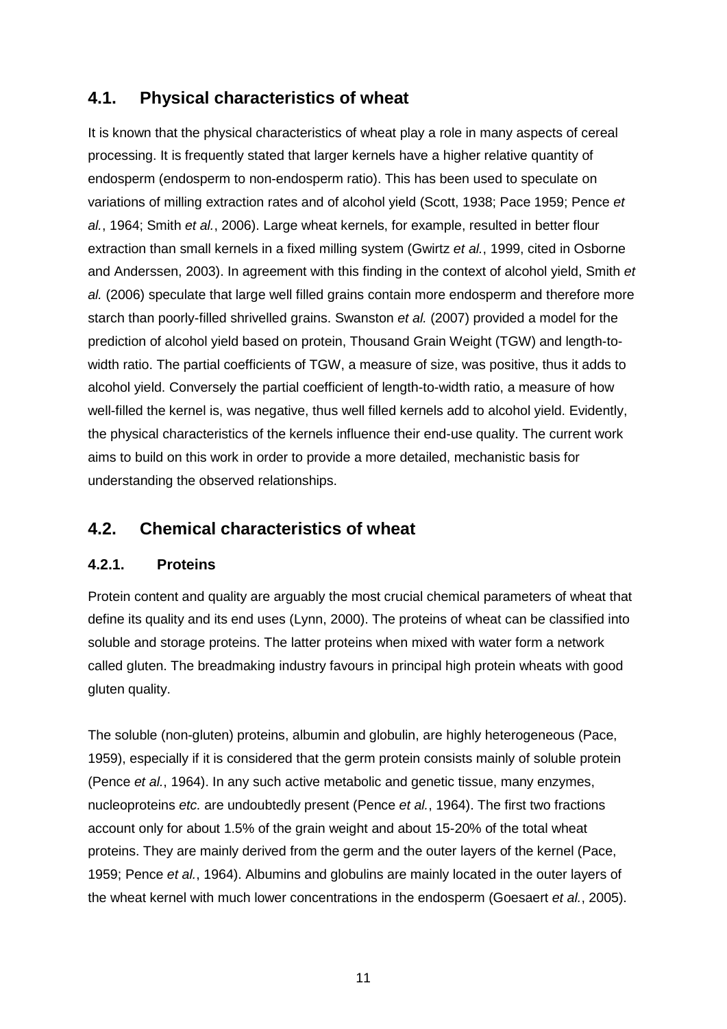## 4.1. Physical characteristics of wheat

It is known that the physical characteristics of wheat play a role in many aspects of cereal processing. It is frequently stated that larger kernels have a higher relative quantity of endosperm (endosperm to non-endosperm ratio). This has been used to speculate on variations of milling extraction rates and of alcohol yield (Scott, 1938; Pace 1959; Pence *et al.*, 1964; Smith *et al.*, 2006). Large wheat kernels, for example, resulted in better flour extraction than small kernels in a fixed milling system (Gwirtz *et al.*, 1999, cited in Osborne and Anderssen, 2003). In agreement with this finding in the context of alcohol yield, Smith *et al.* (2006) speculate that large well filled grains contain more endosperm and therefore more starch than poorly-filled shrivelled grains. Swanston *et al.* (2007) provided a model for the prediction of alcohol yield based on protein, Thousand Grain Weight (TGW) and length-to-width ratio. The partial coefficients of TGW, a measure of size, was positive, thus it adds to alcohol yield. Conversely the partial coefficient of length-to-width ratio, a measure of how well-filled the kernel is, was negative, thus well filled kernels add to alcohol yield. Evidently, the physical characteristics of the kernels influence their end-use quality. The current work aims to build on this work in order to provide a more detailed, mechanistic basis for understanding the observed relationships.

## 4.2. Chemical characteristics of wheat

### 4.2.1. Proteins

Protein content and quality are arguably the most crucial chemical parameters of wheat that define its quality and its end uses (Lynn, 2000). The proteins of wheat can be classified into soluble and storage proteins. The latter proteins when mixed with water form a network called gluten. The breadmaking industry favours in principal high protein wheats with good gluten quality.

The soluble (non-gluten) proteins, albumin and globulin, are highly heterogeneous (Pace, 1959), especially if it is considered that the germ protein consists mainly of soluble protein (Pence *et al.*, 1964). In any such active metabolic and genetic tissue, many enzymes, nucleoproteins *etc.* are undoubtedly present (Pence *et al.*, 1964). The first two fractions account only for about 1.5% of the grain weight and about 15-20% of the total wheat proteins. They are mainly derived from the germ and the outer layers of the kernel (Pace, 1959; Pence *et al.*, 1964). Albumins and globulins are mainly located in the outer layers of the wheat kernel with much lower concentrations in the endosperm (Goesaert *et al.*, 2005).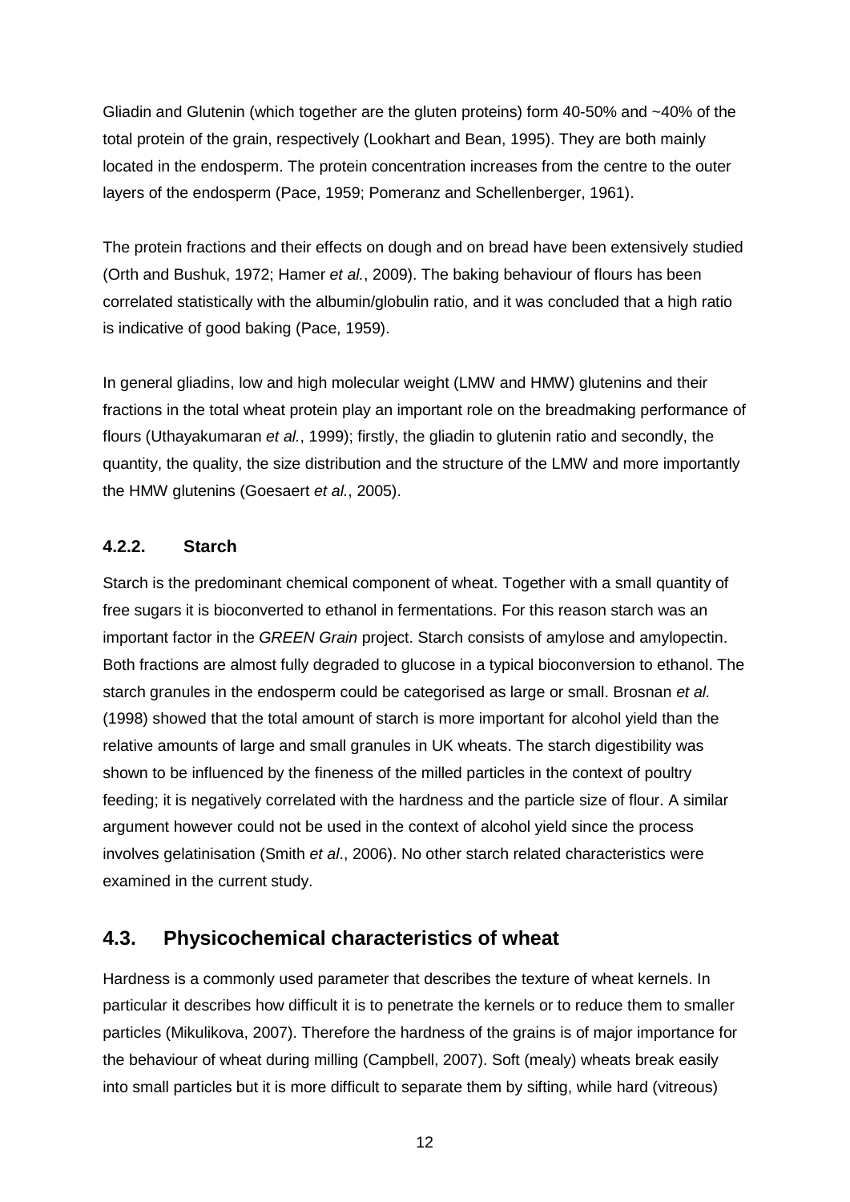Gliadin and Glutenin (which together are the gluten proteins) form 40-50% and ~40% of the total protein of the grain, respectively (Lookhart and Bean, 1995). They are both mainly located in the endosperm. The protein concentration increases from the centre to the outer layers of the endosperm (Pace, 1959; Pomeranz and Schellenberger, 1961).

The protein fractions and their effects on dough and on bread have been extensively studied (Orth and Bushuk, 1972; Hamer *et al.*, 2009). The baking behaviour of flours has been correlated statistically with the albumin/globulin ratio, and it was concluded that a high ratio is indicative of good baking (Pace, 1959).

In general gliadins, low and high molecular weight (LMW and HMW) glutenins and their fractions in the total wheat protein play an important role on the breadmaking performance of flours (Uthayakumaran *et al.*, 1999); firstly, the gliadin to glutenin ratio and secondly, the quantity, the quality, the size distribution and the structure of the LMW and more importantly the HMW glutenins (Goesaert *et al.*, 2005).

### 4.2.2. Starch

Starch is the predominant chemical component of wheat. Together with a small quantity of free sugars it is bioconverted to ethanol in fermentations. For this reason starch was an important factor in the *GREEN Grain* project. Starch consists of amylose and amylopectin. Both fractions are almost fully degraded to glucose in a typical bioconversion to ethanol. The starch granules in the endosperm could be categorised as large or small. Brosnan *et al.* (1998) showed that the total amount of starch is more important for alcohol yield than the relative amounts of large and small granules in UK wheats. The starch digestibility was shown to be influenced by the fineness of the milled particles in the context of poultry feeding; it is negatively correlated with the hardness and the particle size of flour. A similar argument however could not be used in the context of alcohol yield since the process involves gelatinisation (Smith *et al*., 2006). No other starch related characteristics were examined in the current study.

## 4.3. Physicochemical characteristics of wheat

Hardness is a commonly used parameter that describes the texture of wheat kernels. In particular it describes how difficult it is to penetrate the kernels or to reduce them to smaller particles (Mikulikova, 2007). Therefore the hardness of the grains is of major importance for the behaviour of wheat during milling (Campbell, 2007). Soft (mealy) wheats break easily into small particles but it is more difficult to separate them by sifting, while hard (vitreous)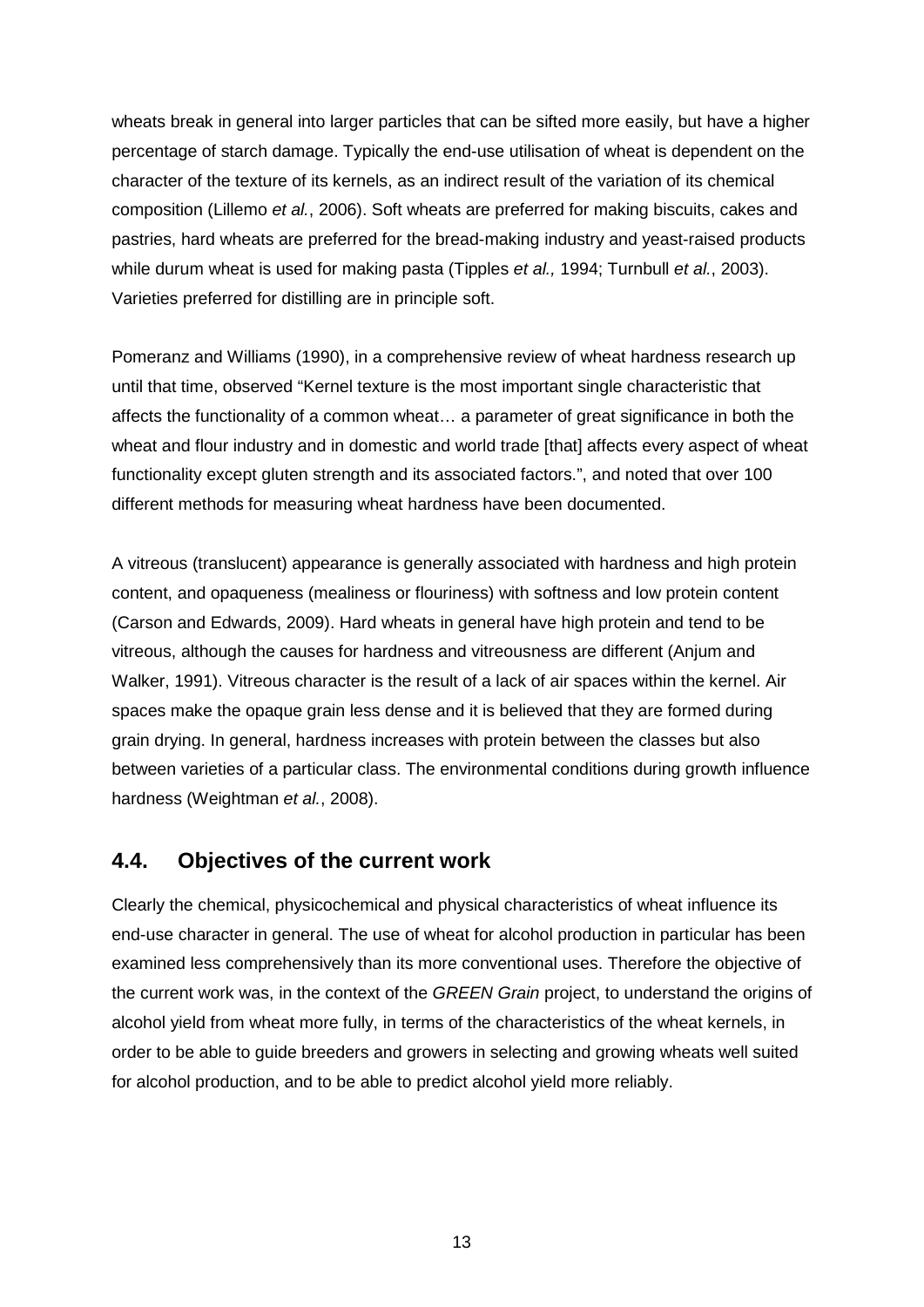wheats break in general into larger particles that can be sifted more easily, but have a higher percentage of starch damage. Typically the end-use utilisation of wheat is dependent on the character of the texture of its kernels, as an indirect result of the variation of its chemical composition (Lillemo *et al.*, 2006). Soft wheats are preferred for making biscuits, cakes and pastries, hard wheats are preferred for the bread-making industry and yeast-raised products while durum wheat is used for making pasta (Tipples *et al.,* 1994; Turnbull *et al.*, 2003). Varieties preferred for distilling are in principle soft.

Pomeranz and Williams (1990), in a comprehensive review of wheat hardness research up until that time, observed "Kernel texture is the most important single characteristic that affects the functionality of a common wheat… a parameter of great significance in both the wheat and flour industry and in domestic and world trade [that] affects every aspect of wheat functionality except gluten strength and its associated factors.", and noted that over 100 different methods for measuring wheat hardness have been documented.

A vitreous (translucent) appearance is generally associated with hardness and high protein content, and opaqueness (mealiness or flouriness) with softness and low protein content (Carson and Edwards, 2009). Hard wheats in general have high protein and tend to be vitreous, although the causes for hardness and vitreousness are different (Anjum and Walker, 1991). Vitreous character is the result of a lack of air spaces within the kernel. Air spaces make the opaque grain less dense and it is believed that they are formed during grain drying. In general, hardness increases with protein between the classes but also between varieties of a particular class. The environmental conditions during growth influence hardness (Weightman *et al.*, 2008).

## 4.4. Objectives of the current work

Clearly the chemical, physicochemical and physical characteristics of wheat influence its end-use character in general. The use of wheat for alcohol production in particular has been examined less comprehensively than its more conventional uses. Therefore the objective of the current work was, in the context of the *GREEN Grain* project, to understand the origins of alcohol yield from wheat more fully, in terms of the characteristics of the wheat kernels, in order to be able to guide breeders and growers in selecting and growing wheats well suited for alcohol production, and to be able to predict alcohol yield more reliably.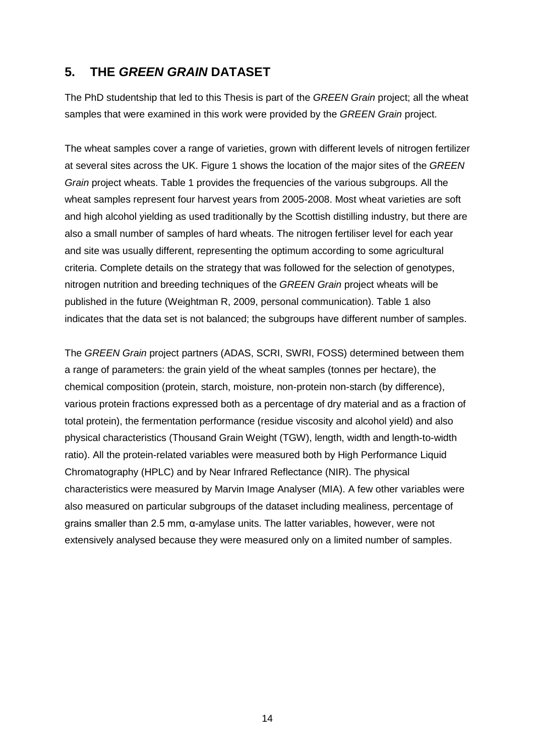## 5. THE *GREEN GRAIN* DATASET

The PhD studentship that led to this Thesis is part of the *GREEN Grain* project; all the wheat samples that were examined in this work were provided by the *GREEN Grain* project.

The wheat samples cover a range of varieties, grown with different levels of nitrogen fertilizer at several sites across the UK. Figure 1 shows the location of the major sites of the *GREEN Grain* project wheats. Table 1 provides the frequencies of the various subgroups. All the wheat samples represent four harvest years from 2005-2008. Most wheat varieties are soft and high alcohol yielding as used traditionally by the Scottish distilling industry, but there are also a small number of samples of hard wheats. The nitrogen fertiliser level for each year and site was usually different, representing the optimum according to some agricultural criteria. Complete details on the strategy that was followed for the selection of genotypes, nitrogen nutrition and breeding techniques of the *GREEN Grain* project wheats will be published in the future (Weightman R, 2009, personal communication). Table 1 also indicates that the data set is not balanced; the subgroups have different number of samples.

The *GREEN Grain* project partners (ADAS, SCRI, SWRI, FOSS) determined between them a range of parameters: the grain yield of the wheat samples (tonnes per hectare), the chemical composition (protein, starch, moisture, non-protein non-starch (by difference), various protein fractions expressed both as a percentage of dry material and as a fraction of total protein), the fermentation performance (residue viscosity and alcohol yield) and also physical characteristics (Thousand Grain Weight (TGW), length, width and length-to-width ratio). All the protein-related variables were measured both by High Performance Liquid Chromatography (HPLC) and by Near Infrared Reflectance (NIR). The physical characteristics were measured by Marvin Image Analyser (MIA). A few other variables were also measured on particular subgroups of the dataset including mealiness, percentage of grains smaller than 2.5 mm, α-amylase units. The latter variables, however, were not extensively analysed because they were measured only on a limited number of samples.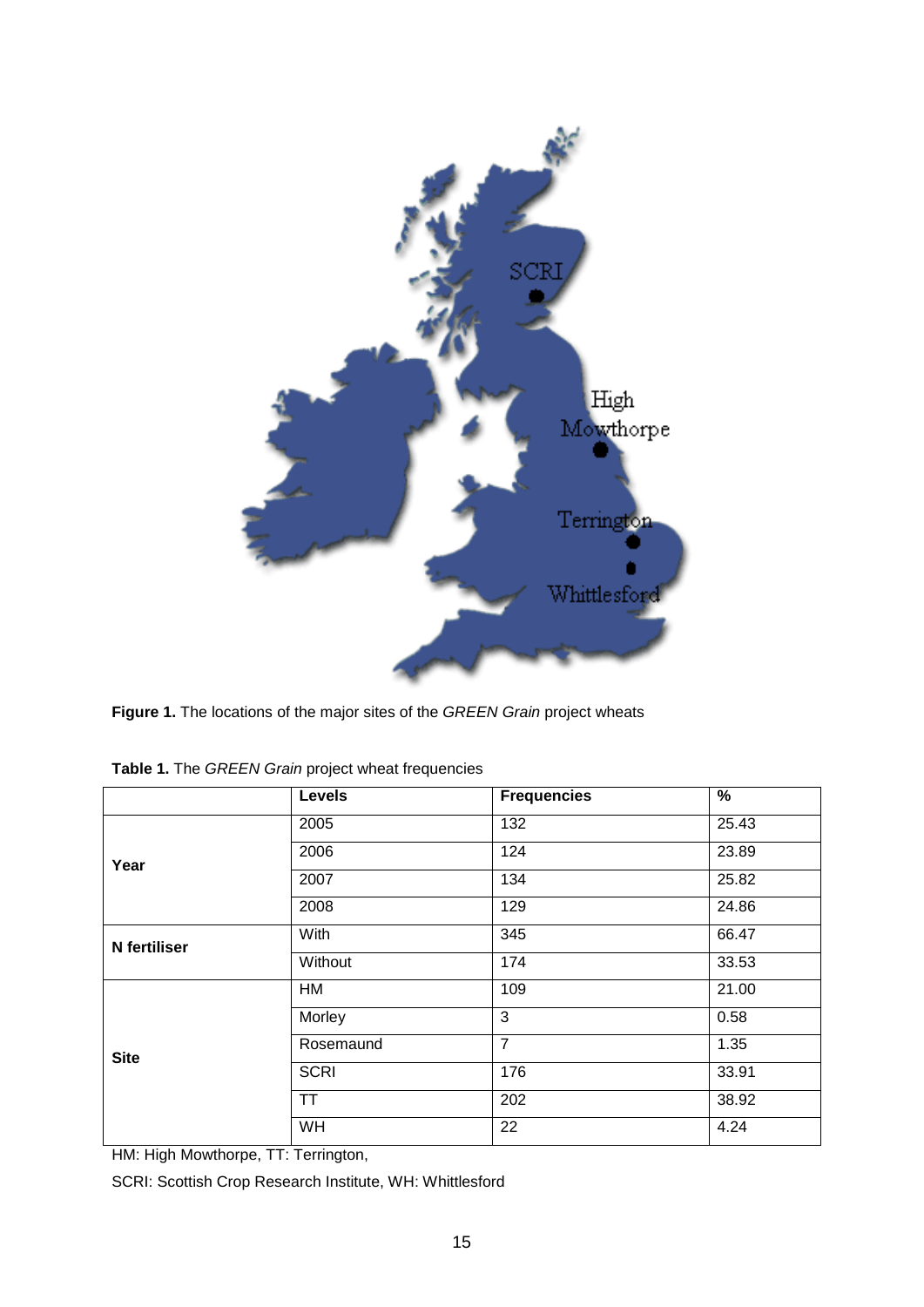**Figure 1.** The locations of the major sites of the *GREEN Grain* project wheats

**Table 1.** The *GREEN Grain* project wheat frequencies

| | Levels | Frequencies | % |
|---|---|---|---|
| **Year** | 2005 | 132 | 25.43 |
| | 2006 | 124 | 23.89 |
| | 2007 | 134 | 25.82 |
| | 2008 | 129 | 24.86 |
| **N fertiliser** | With | 345 | 66.47 |
| | Without | 174 | 33.53 |
| **Site** | HM | 109 | 21.00 |
| | Morley | 3 | 0.58 |
| | Rosemaund | 7 | 1.35 |
| | SCRI | 176 | 33.91 |
| | TT | 202 | 38.92 |
| | WH | 22 | 4.24 |

HM: High Mowthorpe, TT: Terrington,

SCRI: Scottish Crop Research Institute, WH: Whittlesford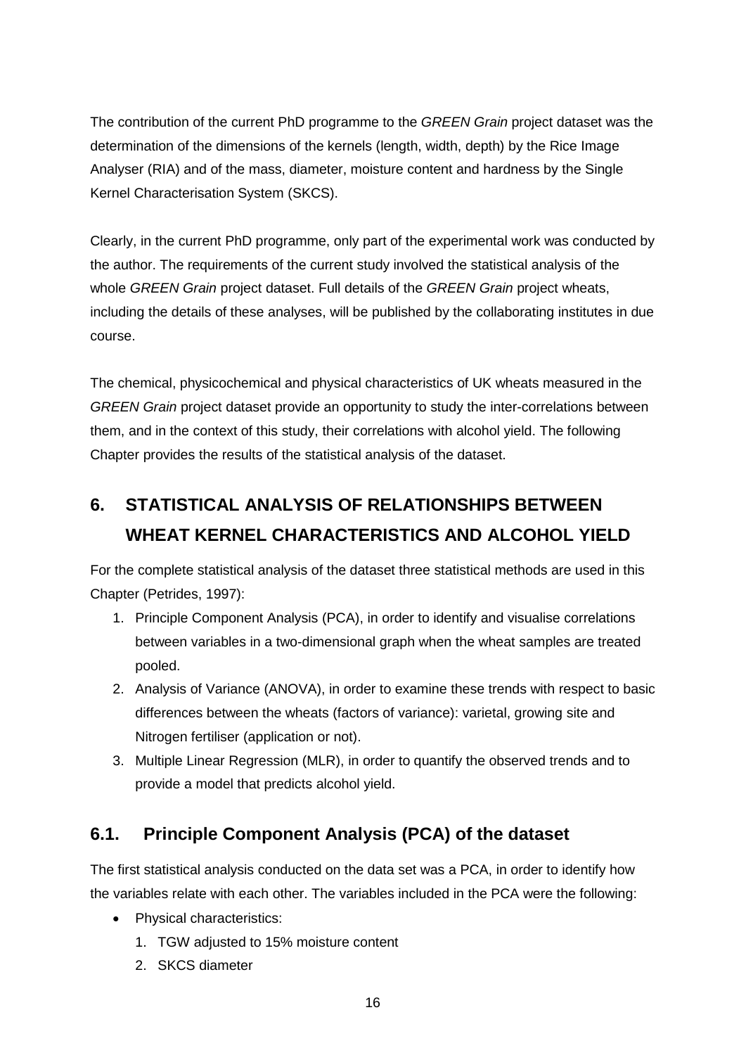The contribution of the current PhD programme to the *GREEN Grain* project dataset was the determination of the dimensions of the kernels (length, width, depth) by the Rice Image Analyser (RIA) and of the mass, diameter, moisture content and hardness by the Single Kernel Characterisation System (SKCS).

Clearly, in the current PhD programme, only part of the experimental work was conducted by the author. The requirements of the current study involved the statistical analysis of the whole *GREEN Grain* project dataset. Full details of the *GREEN Grain* project wheats, including the details of these analyses, will be published by the collaborating institutes in due course.

The chemical, physicochemical and physical characteristics of UK wheats measured in the *GREEN Grain* project dataset provide an opportunity to study the inter-correlations between them, and in the context of this study, their correlations with alcohol yield. The following Chapter provides the results of the statistical analysis of the dataset.

# 6. STATISTICAL ANALYSIS OF RELATIONSHIPS BETWEEN WHEAT KERNEL CHARACTERISTICS AND ALCOHOL YIELD

For the complete statistical analysis of the dataset three statistical methods are used in this Chapter (Petrides, 1997):

1. Principle Component Analysis (PCA), in order to identify and visualise correlations between variables in a two-dimensional graph when the wheat samples are treated pooled.
2. Analysis of Variance (ANOVA), in order to examine these trends with respect to basic differences between the wheats (factors of variance): varietal, growing site and Nitrogen fertiliser (application or not).
3. Multiple Linear Regression (MLR), in order to quantify the observed trends and to provide a model that predicts alcohol yield.

## 6.1. Principle Component Analysis (PCA) of the dataset

The first statistical analysis conducted on the data set was a PCA, in order to identify how the variables relate with each other. The variables included in the PCA were the following:

- Physical characteristics:
  1. TGW adjusted to 15% moisture content
  2. SKCS diameter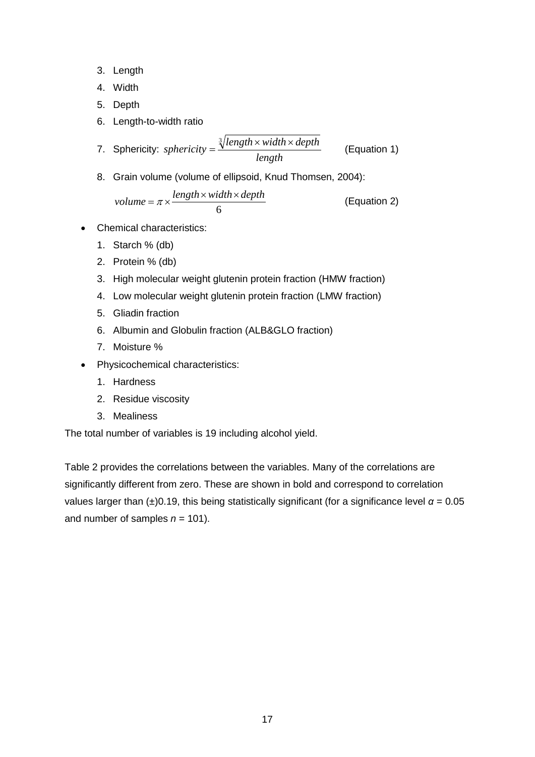3. Length
4. Width
5. Depth
6. Length-to-width ratio
7. Sphericity: $sphericity = \frac{\sqrt[3]{length \times width \times depth}}{length}$ (Equation 1)
8. Grain volume (volume of ellipsoid, Knud Thomsen, 2004):

$$volume = \pi \times \frac{length \times width \times depth}{6} \quad \text{(Equation 2)}$$

- Chemical characteristics:
  1. Starch % (db)
  2. Protein % (db)
  3. High molecular weight glutenin protein fraction (HMW fraction)
  4. Low molecular weight glutenin protein fraction (LMW fraction)
  5. Gliadin fraction
  6. Albumin and Globulin fraction (ALB&GLO fraction)
  7. Moisture %
- Physicochemical characteristics:
  1. Hardness
  2. Residue viscosity
  3. Mealiness

The total number of variables is 19 including alcohol yield.

Table 2 provides the correlations between the variables. Many of the correlations are significantly different from zero. These are shown in bold and correspond to correlation values larger than (±)0.19, this being statistically significant (for a significance level $\alpha = 0.05$ and number of samples $n = 101$).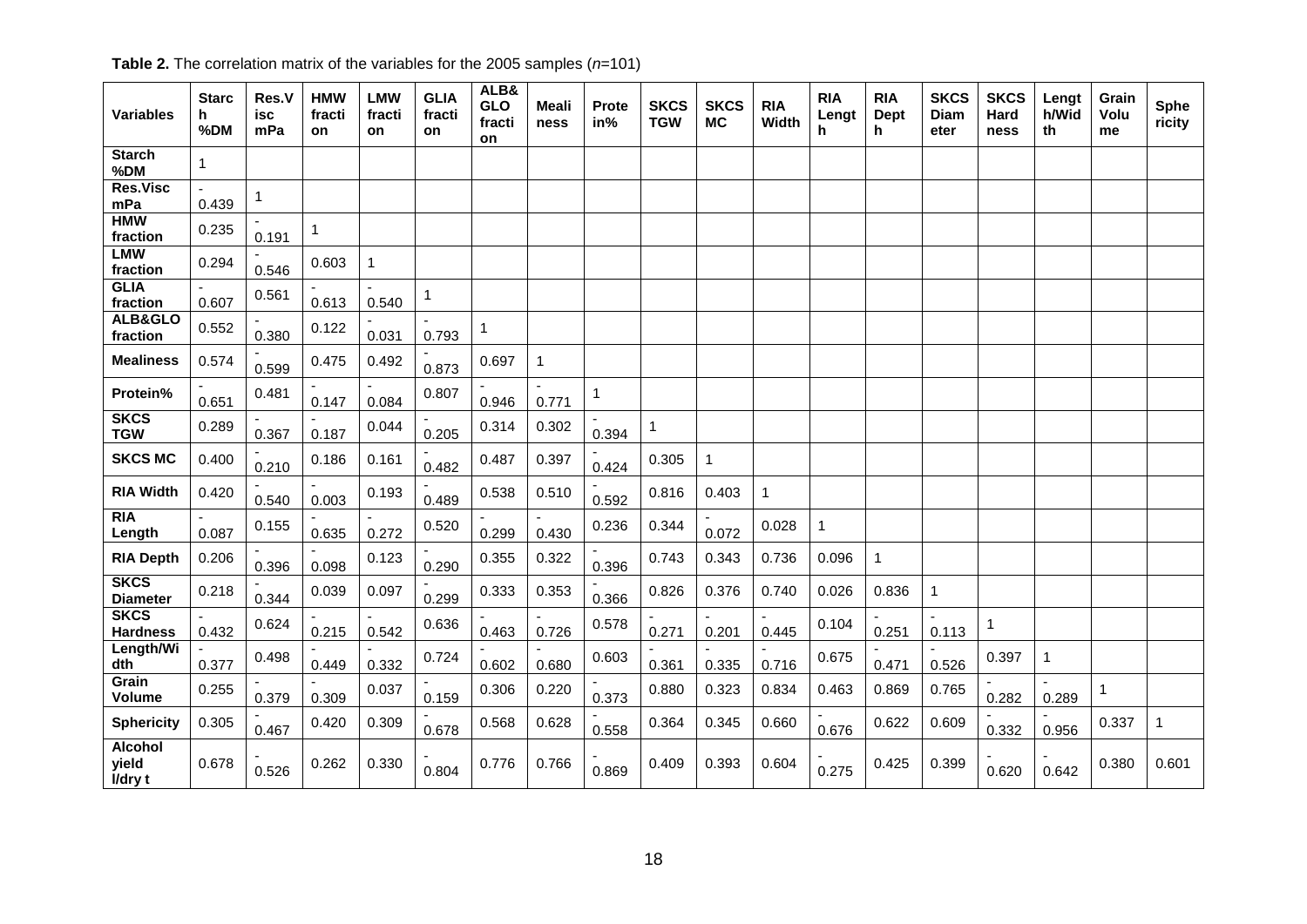**Table 2.** The correlation matrix of the variables for the 2005 samples (*n*=101)

| Variables | Starch %DM | Res.Visc mPa | HMW fraction | LMW fraction | GLIA fraction | ALB&GLO fraction | Mealiness | Protein% | SKCS TGW | SKCS MC | RIA Width | RIA Length | RIA Depth | SKCS Diameter | SKCS Hardness | Length/Width | Grain Volume | Sphericity |
|---|---|---|---|---|---|---|---|---|---|---|---|---|---|---|---|---|---|---|
| Starch %DM | 1 | | | | | | | | | | | | | | | | | |
| Res.Visc mPa | -0.439 | 1 | | | | | | | | | | | | | | | | |
| HMW fraction | 0.235 | -0.191 | 1 | | | | | | | | | | | | | | | |
| LMW fraction | 0.294 | -0.546 | 0.603 | 1 | | | | | | | | | | | | | | |
| GLIA fraction | -0.607 | 0.561 | -0.613 | -0.540 | 1 | | | | | | | | | | | | | |
| ALB&GLO fraction | 0.552 | -0.380 | 0.122 | -0.031 | -0.793 | 1 | | | | | | | | | | | | |
| Mealiness | 0.574 | -0.599 | 0.475 | 0.492 | -0.873 | 0.697 | 1 | | | | | | | | | | | |
| Protein% | -0.651 | 0.481 | -0.147 | -0.084 | 0.807 | -0.946 | -0.771 | 1 | | | | | | | | | | |
| SKCS TGW | 0.289 | -0.367 | -0.187 | 0.044 | -0.205 | 0.314 | 0.302 | -0.394 | 1 | | | | | | | | | |
| SKCS MC | 0.400 | -0.210 | 0.186 | 0.161 | -0.482 | 0.487 | 0.397 | -0.424 | 0.305 | 1 | | | | | | | | |
| RIA Width | 0.420 | -0.540 | -0.003 | 0.193 | -0.489 | 0.538 | 0.510 | -0.592 | 0.816 | 0.403 | 1 | | | | | | | |
| RIA Length | -0.087 | 0.155 | -0.635 | -0.272 | 0.520 | -0.299 | -0.430 | 0.236 | 0.344 | -0.072 | 0.028 | 1 | | | | | | |
| RIA Depth | 0.206 | -0.396 | -0.098 | 0.123 | -0.290 | 0.355 | 0.322 | -0.396 | 0.743 | 0.343 | 0.736 | 0.096 | 1 | | | | | |
| SKCS Diameter | 0.218 | -0.344 | 0.039 | 0.097 | -0.299 | 0.333 | 0.353 | -0.366 | 0.826 | 0.376 | 0.740 | 0.026 | 0.836 | 1 | | | | |
| SKCS Hardness | -0.432 | 0.624 | -0.215 | -0.542 | 0.636 | -0.463 | -0.726 | 0.578 | -0.271 | -0.201 | -0.445 | 0.104 | -0.251 | -0.113 | 1 | | | |
| Length/Width | -0.377 | 0.498 | -0.449 | -0.332 | 0.724 | -0.602 | -0.680 | 0.603 | -0.361 | -0.335 | -0.716 | 0.675 | -0.471 | -0.526 | 0.397 | 1 | | |
| Grain Volume | 0.255 | -0.379 | -0.309 | 0.037 | -0.159 | 0.306 | 0.220 | -0.373 | 0.880 | 0.323 | 0.834 | 0.463 | 0.869 | 0.765 | -0.282 | -0.289 | 1 | |
| Sphericity | 0.305 | -0.467 | 0.420 | 0.309 | -0.678 | 0.568 | 0.628 | -0.558 | 0.364 | 0.345 | 0.660 | -0.676 | 0.622 | 0.609 | -0.332 | -0.956 | 0.337 | 1 |
| Alcohol yield l/dry t | 0.678 | -0.526 | 0.262 | 0.330 | -0.804 | 0.776 | 0.766 | -0.869 | 0.409 | 0.393 | 0.604 | -0.275 | 0.425 | 0.399 | -0.620 | -0.642 | 0.380 | 0.601 |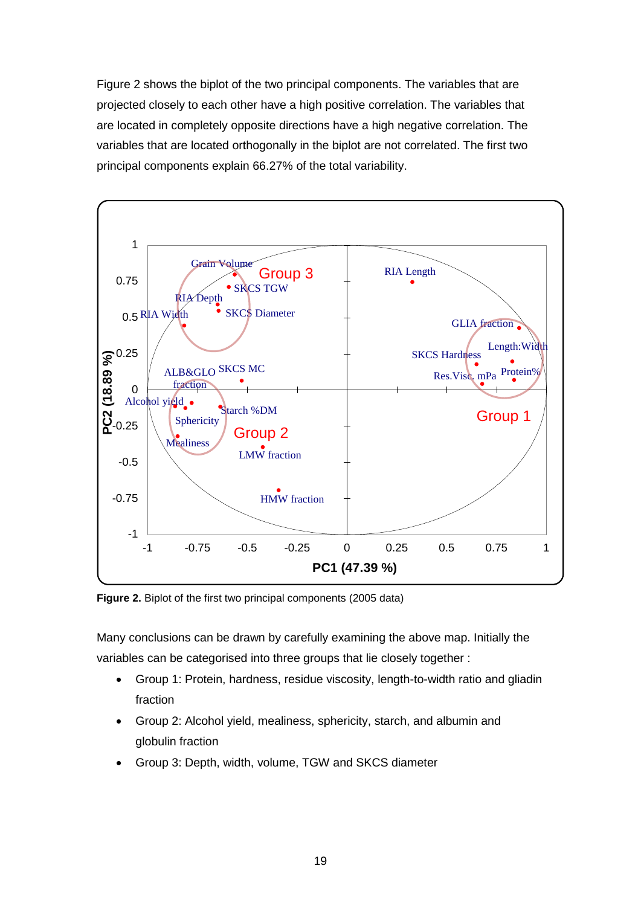Figure 2 shows the biplot of the two principal components. The variables that are projected closely to each other have a high positive correlation. The variables that are located in completely opposite directions have a high negative correlation. The variables that are located orthogonally in the biplot are not correlated. The first two principal components explain 66.27% of the total variability.

**Figure 2.** Biplot of the first two principal components (2005 data)

Many conclusions can be drawn by carefully examining the above map. Initially the variables can be categorised into three groups that lie closely together :

- Group 1: Protein, hardness, residue viscosity, length-to-width ratio and gliadin fraction
- Group 2: Alcohol yield, mealiness, sphericity, starch, and albumin and globulin fraction
- Group 3: Depth, width, volume, TGW and SKCS diameter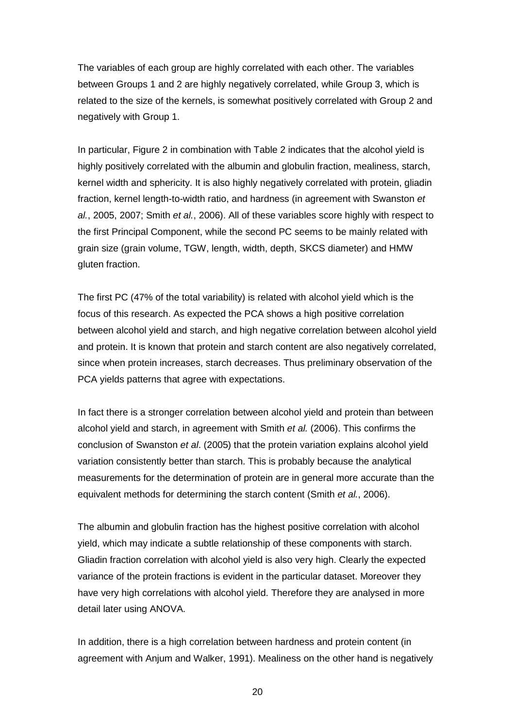The variables of each group are highly correlated with each other. The variables between Groups 1 and 2 are highly negatively correlated, while Group 3, which is related to the size of the kernels, is somewhat positively correlated with Group 2 and negatively with Group 1.

In particular, Figure 2 in combination with Table 2 indicates that the alcohol yield is highly positively correlated with the albumin and globulin fraction, mealiness, starch, kernel width and sphericity. It is also highly negatively correlated with protein, gliadin fraction, kernel length-to-width ratio, and hardness (in agreement with Swanston *et al.*, 2005, 2007; Smith *et al.*, 2006). All of these variables score highly with respect to the first Principal Component, while the second PC seems to be mainly related with grain size (grain volume, TGW, length, width, depth, SKCS diameter) and HMW gluten fraction.

The first PC (47% of the total variability) is related with alcohol yield which is the focus of this research. As expected the PCA shows a high positive correlation between alcohol yield and starch, and high negative correlation between alcohol yield and protein. It is known that protein and starch content are also negatively correlated, since when protein increases, starch decreases. Thus preliminary observation of the PCA yields patterns that agree with expectations.

In fact there is a stronger correlation between alcohol yield and protein than between alcohol yield and starch, in agreement with Smith *et al.* (2006). This confirms the conclusion of Swanston *et al*. (2005) that the protein variation explains alcohol yield variation consistently better than starch. This is probably because the analytical measurements for the determination of protein are in general more accurate than the equivalent methods for determining the starch content (Smith *et al.*, 2006).

The albumin and globulin fraction has the highest positive correlation with alcohol yield, which may indicate a subtle relationship of these components with starch. Gliadin fraction correlation with alcohol yield is also very high. Clearly the expected variance of the protein fractions is evident in the particular dataset. Moreover they have very high correlations with alcohol yield. Therefore they are analysed in more detail later using ANOVA.

In addition, there is a high correlation between hardness and protein content (in agreement with Anjum and Walker, 1991). Mealiness on the other hand is negatively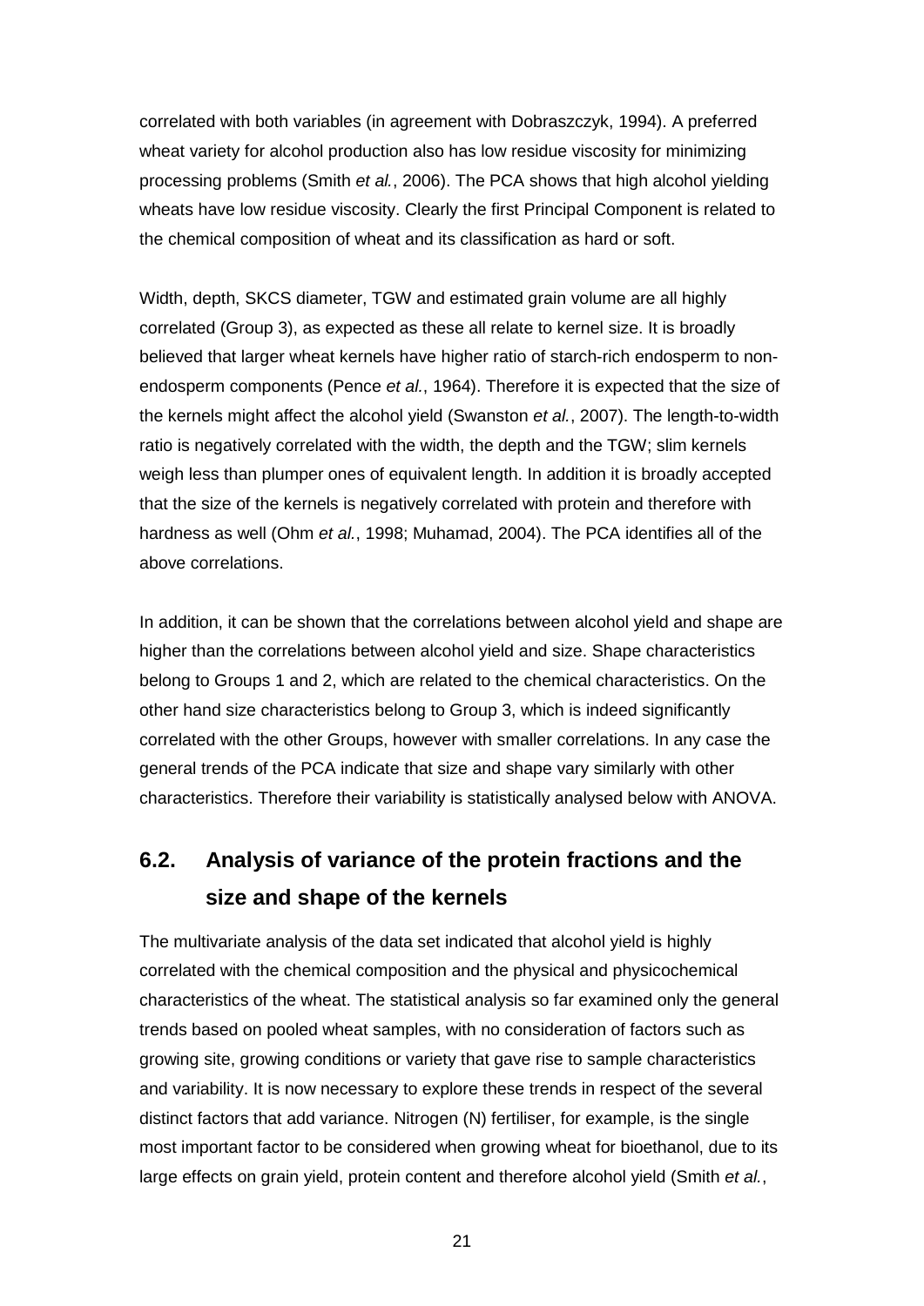correlated with both variables (in agreement with Dobraszczyk, 1994). A preferred wheat variety for alcohol production also has low residue viscosity for minimizing processing problems (Smith *et al.*, 2006). The PCA shows that high alcohol yielding wheats have low residue viscosity. Clearly the first Principal Component is related to the chemical composition of wheat and its classification as hard or soft.

Width, depth, SKCS diameter, TGW and estimated grain volume are all highly correlated (Group 3), as expected as these all relate to kernel size. It is broadly believed that larger wheat kernels have higher ratio of starch-rich endosperm to non-endosperm components (Pence *et al.*, 1964). Therefore it is expected that the size of the kernels might affect the alcohol yield (Swanston *et al.*, 2007). The length-to-width ratio is negatively correlated with the width, the depth and the TGW; slim kernels weigh less than plumper ones of equivalent length. In addition it is broadly accepted that the size of the kernels is negatively correlated with protein and therefore with hardness as well (Ohm *et al.*, 1998; Muhamad, 2004). The PCA identifies all of the above correlations.

In addition, it can be shown that the correlations between alcohol yield and shape are higher than the correlations between alcohol yield and size. Shape characteristics belong to Groups 1 and 2, which are related to the chemical characteristics. On the other hand size characteristics belong to Group 3, which is indeed significantly correlated with the other Groups, however with smaller correlations. In any case the general trends of the PCA indicate that size and shape vary similarly with other characteristics. Therefore their variability is statistically analysed below with ANOVA.

## 6.2. Analysis of variance of the protein fractions and the size and shape of the kernels

The multivariate analysis of the data set indicated that alcohol yield is highly correlated with the chemical composition and the physical and physicochemical characteristics of the wheat. The statistical analysis so far examined only the general trends based on pooled wheat samples, with no consideration of factors such as growing site, growing conditions or variety that gave rise to sample characteristics and variability. It is now necessary to explore these trends in respect of the several distinct factors that add variance. Nitrogen (N) fertiliser, for example, is the single most important factor to be considered when growing wheat for bioethanol, due to its large effects on grain yield, protein content and therefore alcohol yield (Smith *et al.*,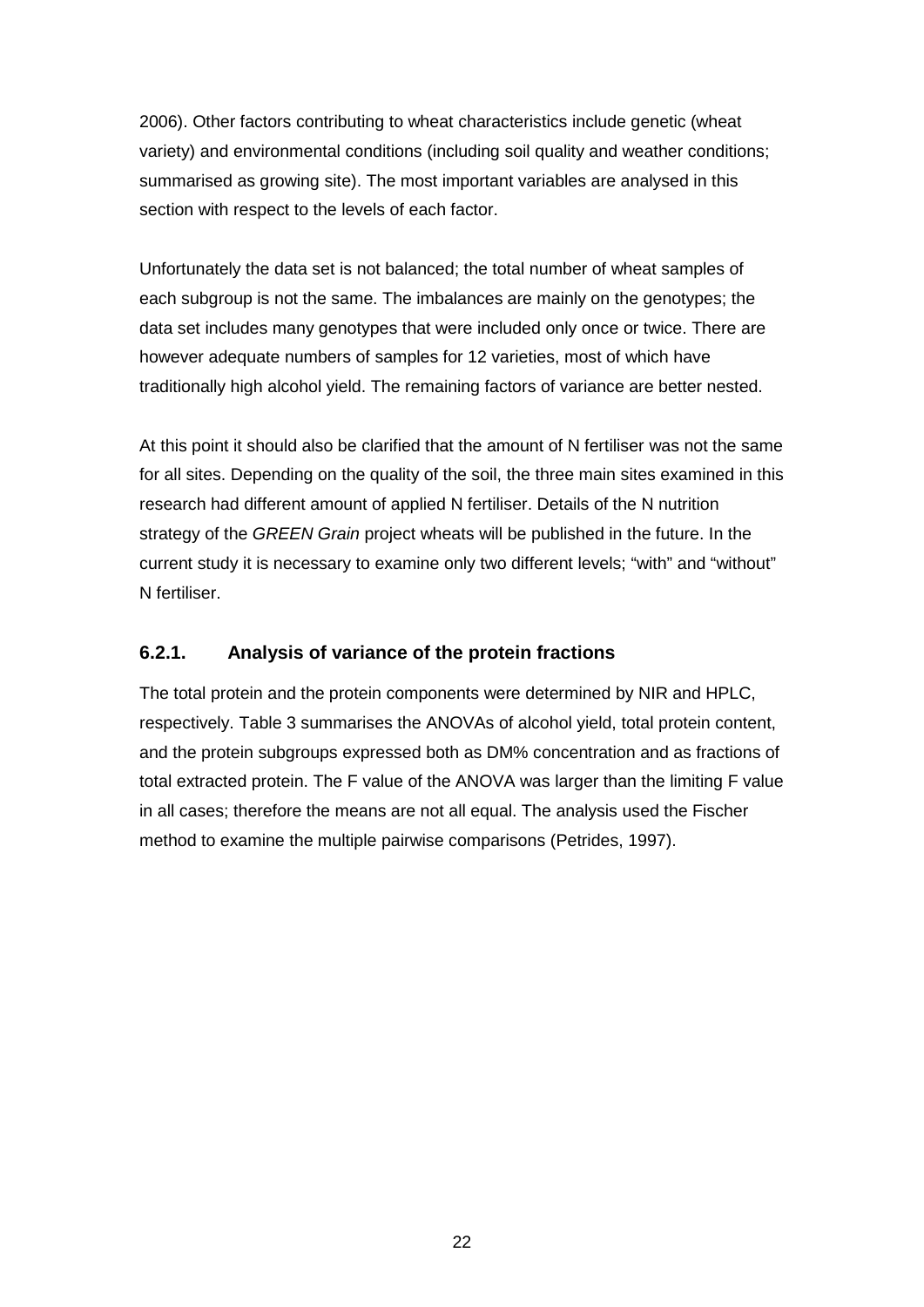2006). Other factors contributing to wheat characteristics include genetic (wheat variety) and environmental conditions (including soil quality and weather conditions; summarised as growing site). The most important variables are analysed in this section with respect to the levels of each factor.

Unfortunately the data set is not balanced; the total number of wheat samples of each subgroup is not the same. The imbalances are mainly on the genotypes; the data set includes many genotypes that were included only once or twice. There are however adequate numbers of samples for 12 varieties, most of which have traditionally high alcohol yield. The remaining factors of variance are better nested.

At this point it should also be clarified that the amount of N fertiliser was not the same for all sites. Depending on the quality of the soil, the three main sites examined in this research had different amount of applied N fertiliser. Details of the N nutrition strategy of the *GREEN Grain* project wheats will be published in the future. In the current study it is necessary to examine only two different levels; "with" and "without" N fertiliser.

### 6.2.1. Analysis of variance of the protein fractions

The total protein and the protein components were determined by NIR and HPLC, respectively. Table 3 summarises the ANOVAs of alcohol yield, total protein content, and the protein subgroups expressed both as DM% concentration and as fractions of total extracted protein. The F value of the ANOVA was larger than the limiting F value in all cases; therefore the means are not all equal. The analysis used the Fischer method to examine the multiple pairwise comparisons (Petrides, 1997).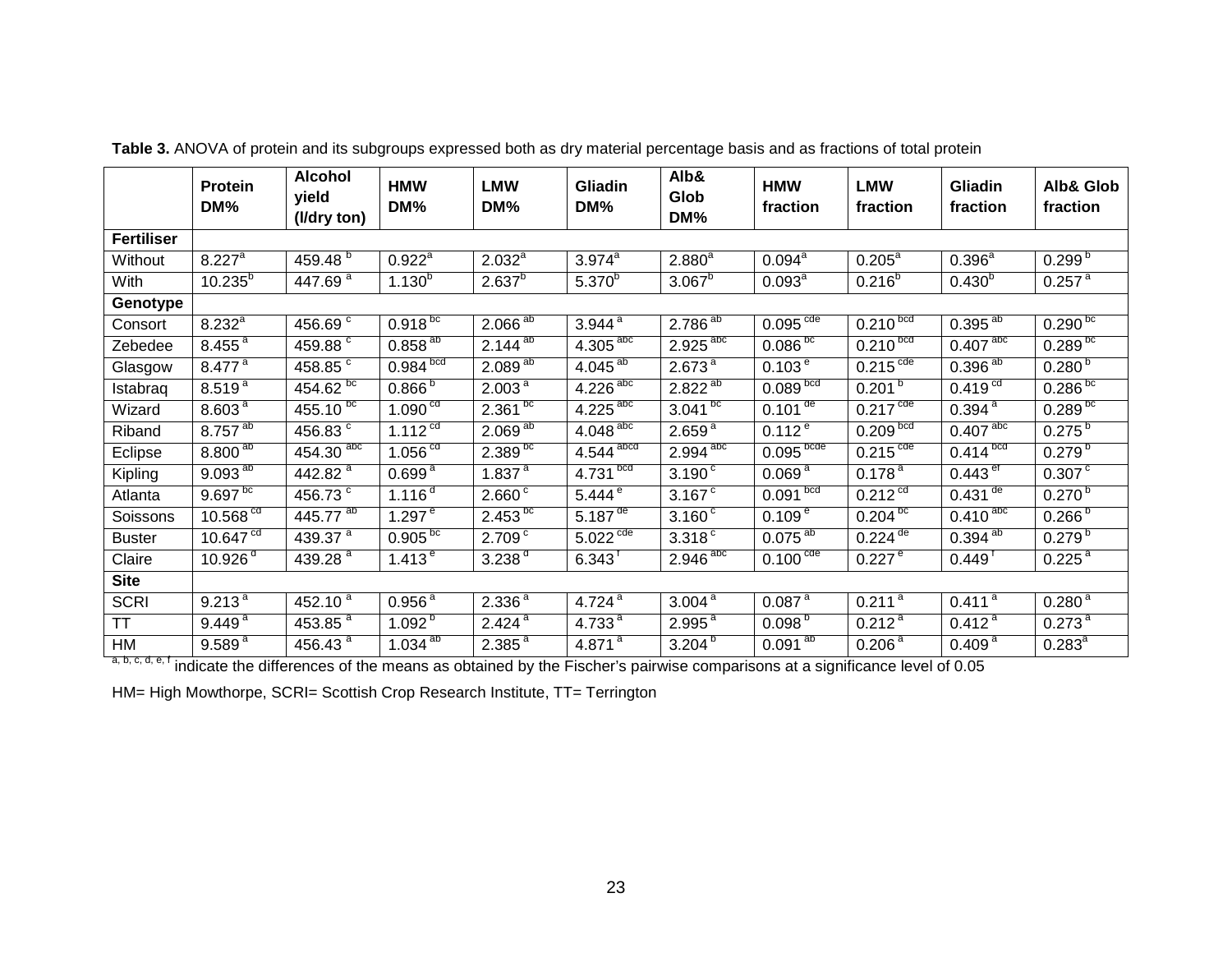**Table 3.** ANOVA of protein and its subgroups expressed both as dry material percentage basis and as fractions of total protein

| | Protein DM% | Alcohol yield (l/dry ton) | HMW DM% | LMW DM% | Gliadin DM% | Alb& Glob DM% | HMW fraction | LMW fraction | Gliadin fraction | Alb& Glob fraction |
|---|---|---|---|---|---|---|---|---|---|---|
| **Fertiliser** | | | | | | | | | | |
| Without | 8.227[a] | 459.48 [b] | 0.922[a] | 2.032[a] | 3.974[a] | 2.880[a] | 0.094[a] | 0.205[a] | 0.396[a] | 0.299 [b] |
| With | 10.235[b] | 447.69 [a] | 1.130[b] | 2.637[b] | 5.370[b] | 3.067[b] | 0.093[a] | 0.216[b] | 0.430[b] | 0.257 [a] |
| **Genotype** | | | | | | | | | | |
| Consort | 8.232[a] | 456.69 [c] | 0.918 [bc] | 2.066 [ab] | 3.944 [a] | 2.786 [ab] | 0.095 [cde] | 0.210 [bcd] | 0.395 [ab] | 0.290 [bc] |
| Zebedee | 8.455 [a] | 459.88 [c] | 0.858 [ab] | 2.144 [ab] | 4.305 [abc] | 2.925 [abc] | 0.086 [bc] | 0.210 [bcd] | 0.407 [abc] | 0.289 [bc] |
| Glasgow | 8.477 [a] | 458.85 [c] | 0.984 [bcd] | 2.089 [ab] | 4.045 [ab] | 2.673 [a] | 0.103 [e] | 0.215 [cde] | 0.396 [ab] | 0.280 [b] |
| Istabraq | 8.519 [a] | 454.62 [bc] | 0.866 [b] | 2.003 [a] | 4.226 [abc] | 2.822 [ab] | 0.089 [bcd] | 0.201 [b] | 0.419 [cd] | 0.286 [bc] |
| Wizard | 8.603 [a] | 455.10 [bc] | 1.090 [cd] | 2.361 [bc] | 4.225 [abc] | 3.041 [bc] | 0.101 [de] | 0.217 [cde] | 0.394 [a] | 0.289 [bc] |
| Riband | 8.757 [ab] | 456.83 [c] | 1.112 [cd] | 2.069 [ab] | 4.048 [abc] | 2.659 [a] | 0.112 [e] | 0.209 [bcd] | 0.407 [abc] | 0.275 [b] |
| Eclipse | 8.800 [ab] | 454.30 [abc] | 1.056 [cd] | 2.389 [bc] | 4.544 [abcd] | 2.994 [abc] | 0.095 [bcde] | 0.215 [cde] | 0.414 [bcd] | 0.279 [b] |
| Kipling | 9.093 [ab] | 442.82 [a] | 0.699 [a] | 1.837 [a] | 4.731 [bcd] | 3.190 [c] | 0.069 [a] | 0.178 [a] | 0.443 [ef] | 0.307 [c] |
| Atlanta | 9.697 [bc] | 456.73 [c] | 1.116 [d] | 2.660 [c] | 5.444 [e] | 3.167 [c] | 0.091 [bcd] | 0.212 [cd] | 0.431 [de] | 0.270 [b] |
| Soissons | 10.568 [cd] | 445.77 [ab] | 1.297 [e] | 2.453 [bc] | 5.187 [de] | 3.160 [c] | 0.109 [e] | 0.204 [bc] | 0.410 [abc] | 0.266 [b] |
| Buster | 10.647 [cd] | 439.37 [a] | 0.905 [bc] | 2.709 [c] | 5.022 [cde] | 3.318 [c] | 0.075 [ab] | 0.224 [de] | 0.394 [ab] | 0.279 [b] |
| Claire | 10.926 [d] | 439.28 [a] | 1.413 [e] | 3.238 [d] | 6.343 [f] | 2.946 [abc] | 0.100 [cde] | 0.227 [e] | 0.449 [f] | 0.225 [a] |
| **Site** | | | | | | | | | | |
| SCRI | 9.213 [a] | 452.10 [a] | 0.956 [a] | 2.336 [a] | 4.724 [a] | 3.004 [a] | 0.087 [a] | 0.211 [a] | 0.411 [a] | 0.280 [a] |
| TT | 9.449 [a] | 453.85 [a] | 1.092 [b] | 2.424 [a] | 4.733 [a] | 2.995 [a] | 0.098 [b] | 0.212 [a] | 0.412 [a] | 0.273 [a] |
| HM | 9.589 [a] | 456.43 [a] | 1.034 [ab] | 2.385 [a] | 4.871 [a] | 3.204 [b] | 0.091 [ab] | 0.206 [a] | 0.409 [a] | 0.283[a] |

[a, b, c, d, e, f] indicate the differences of the means as obtained by the Fischer's pairwise comparisons at a significance level of 0.05

HM= High Mowthorpe, SCRI= Scottish Crop Research Institute, TT= Terrington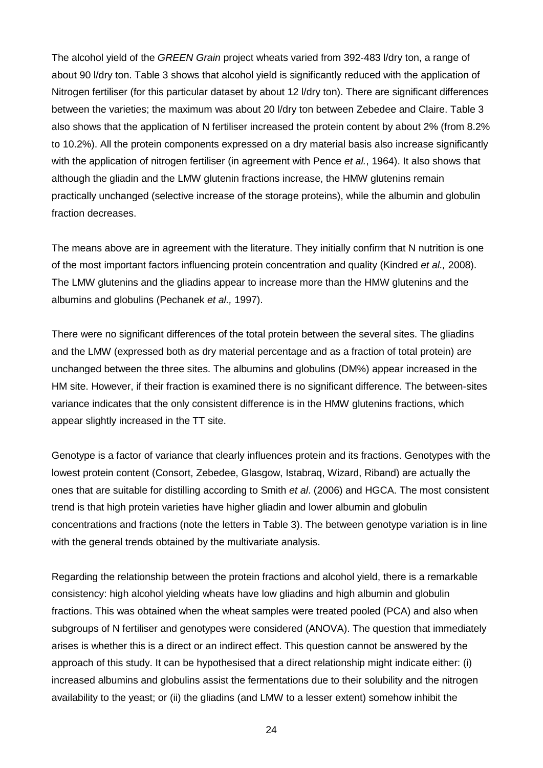The alcohol yield of the *GREEN Grain* project wheats varied from 392-483 l/dry ton, a range of about 90 l/dry ton. Table 3 shows that alcohol yield is significantly reduced with the application of Nitrogen fertiliser (for this particular dataset by about 12 l/dry ton). There are significant differences between the varieties; the maximum was about 20 l/dry ton between Zebedee and Claire. Table 3 also shows that the application of N fertiliser increased the protein content by about 2% (from 8.2% to 10.2%). All the protein components expressed on a dry material basis also increase significantly with the application of nitrogen fertiliser (in agreement with Pence *et al.*, 1964). It also shows that although the gliadin and the LMW glutenin fractions increase, the HMW glutenins remain practically unchanged (selective increase of the storage proteins), while the albumin and globulin fraction decreases.

The means above are in agreement with the literature. They initially confirm that N nutrition is one of the most important factors influencing protein concentration and quality (Kindred *et al.,* 2008). The LMW glutenins and the gliadins appear to increase more than the HMW glutenins and the albumins and globulins (Pechanek *et al.,* 1997).

There were no significant differences of the total protein between the several sites. The gliadins and the LMW (expressed both as dry material percentage and as a fraction of total protein) are unchanged between the three sites. The albumins and globulins (DM%) appear increased in the HM site. However, if their fraction is examined there is no significant difference. The between-sites variance indicates that the only consistent difference is in the HMW glutenins fractions, which appear slightly increased in the TT site.

Genotype is a factor of variance that clearly influences protein and its fractions. Genotypes with the lowest protein content (Consort, Zebedee, Glasgow, Istabraq, Wizard, Riband) are actually the ones that are suitable for distilling according to Smith *et al*. (2006) and HGCA. The most consistent trend is that high protein varieties have higher gliadin and lower albumin and globulin concentrations and fractions (note the letters in Table 3). The between genotype variation is in line with the general trends obtained by the multivariate analysis.

Regarding the relationship between the protein fractions and alcohol yield, there is a remarkable consistency: high alcohol yielding wheats have low gliadins and high albumin and globulin fractions. This was obtained when the wheat samples were treated pooled (PCA) and also when subgroups of N fertiliser and genotypes were considered (ANOVA). The question that immediately arises is whether this is a direct or an indirect effect. This question cannot be answered by the approach of this study. It can be hypothesised that a direct relationship might indicate either: (i) increased albumins and globulins assist the fermentations due to their solubility and the nitrogen availability to the yeast; or (ii) the gliadins (and LMW to a lesser extent) somehow inhibit the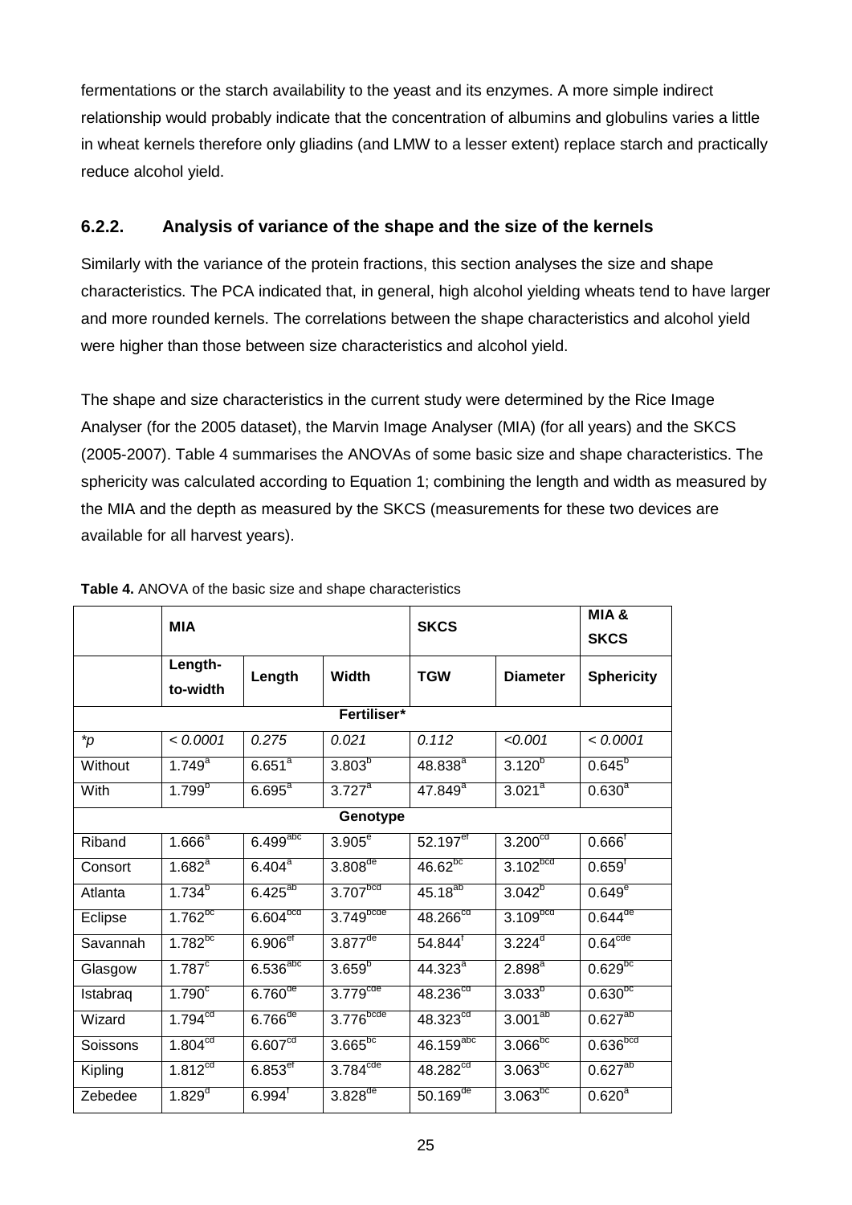fermentations or the starch availability to the yeast and its enzymes. A more simple indirect relationship would probably indicate that the concentration of albumins and globulins varies a little in wheat kernels therefore only gliadins (and LMW to a lesser extent) replace starch and practically reduce alcohol yield.

### 6.2.2. Analysis of variance of the shape and the size of the kernels

Similarly with the variance of the protein fractions, this section analyses the size and shape characteristics. The PCA indicated that, in general, high alcohol yielding wheats tend to have larger and more rounded kernels. The correlations between the shape characteristics and alcohol yield were higher than those between size characteristics and alcohol yield.

The shape and size characteristics in the current study were determined by the Rice Image Analyser (for the 2005 dataset), the Marvin Image Analyser (MIA) (for all years) and the SKCS (2005-2007). Table 4 summarises the ANOVAs of some basic size and shape characteristics. The sphericity was calculated according to Equation 1; combining the length and width as measured by the MIA and the depth as measured by the SKCS (measurements for these two devices are available for all harvest years).

**Table 4.** ANOVA of the basic size and shape characteristics

| | MIA | | | SKCS | | MIA & SKCS |
|---|---|---|---|---|---|---|
| | Length-to-width | Length | Width | TGW | Diameter | Sphericity |
| | | | **Fertiliser*** | | | |
| *p | < 0.0001 | 0.275 | 0.021 | 0.112 | <0.001 | < 0.0001 |
| Without | $1.749^{a}$ | $6.651^{a}$ | $3.803^{b}$ | $48.838^{a}$ | $3.120^{b}$ | $0.645^{b}$ |
| With | $1.799^{b}$ | $6.695^{a}$ | $3.727^{a}$ | $47.849^{a}$ | $3.021^{a}$ | $0.630^{a}$ |
| | | | **Genotype** | | | |
| Riband | $1.666^{a}$ | $6.499^{abc}$ | $3.905^{e}$ | $52.197^{ef}$ | $3.200^{cd}$ | $0.666^{f}$ |
| Consort | $1.682^{a}$ | $6.404^{a}$ | $3.808^{de}$ | $46.62^{bc}$ | $3.102^{bcd}$ | $0.659^{f}$ |
| Atlanta | $1.734^{b}$ | $6.425^{ab}$ | $3.707^{bcd}$ | $45.18^{ab}$ | $3.042^{b}$ | $0.649^{e}$ |
| Eclipse | $1.762^{bc}$ | $6.604^{bcd}$ | $3.749^{bcde}$ | $48.266^{cd}$ | $3.109^{bcd}$ | $0.644^{de}$ |
| Savannah | $1.782^{bc}$ | $6.906^{ef}$ | $3.877^{de}$ | $54.844^{f}$ | $3.224^{d}$ | $0.64^{cde}$ |
| Glasgow | $1.787^{c}$ | $6.536^{abc}$ | $3.659^{b}$ | $44.323^{a}$ | $2.898^{a}$ | $0.629^{bc}$ |
| Istabraq | $1.790^{c}$ | $6.760^{de}$ | $3.779^{cde}$ | $48.236^{cd}$ | $3.033^{b}$ | $0.630^{bc}$ |
| Wizard | $1.794^{cd}$ | $6.766^{de}$ | $3.776^{bcde}$ | $48.323^{cd}$ | $3.001^{ab}$ | $0.627^{ab}$ |
| Soissons | $1.804^{cd}$ | $6.607^{cd}$ | $3.665^{bc}$ | $46.159^{abc}$ | $3.066^{bc}$ | $0.636^{bcd}$ |
| Kipling | $1.812^{cd}$ | $6.853^{ef}$ | $3.784^{cde}$ | $48.282^{cd}$ | $3.063^{bc}$ | $0.627^{ab}$ |
| Zebedee | $1.829^{d}$ | $6.994^{f}$ | $3.828^{de}$ | $50.169^{de}$ | $3.063^{bc}$ | $0.620^{a}$ |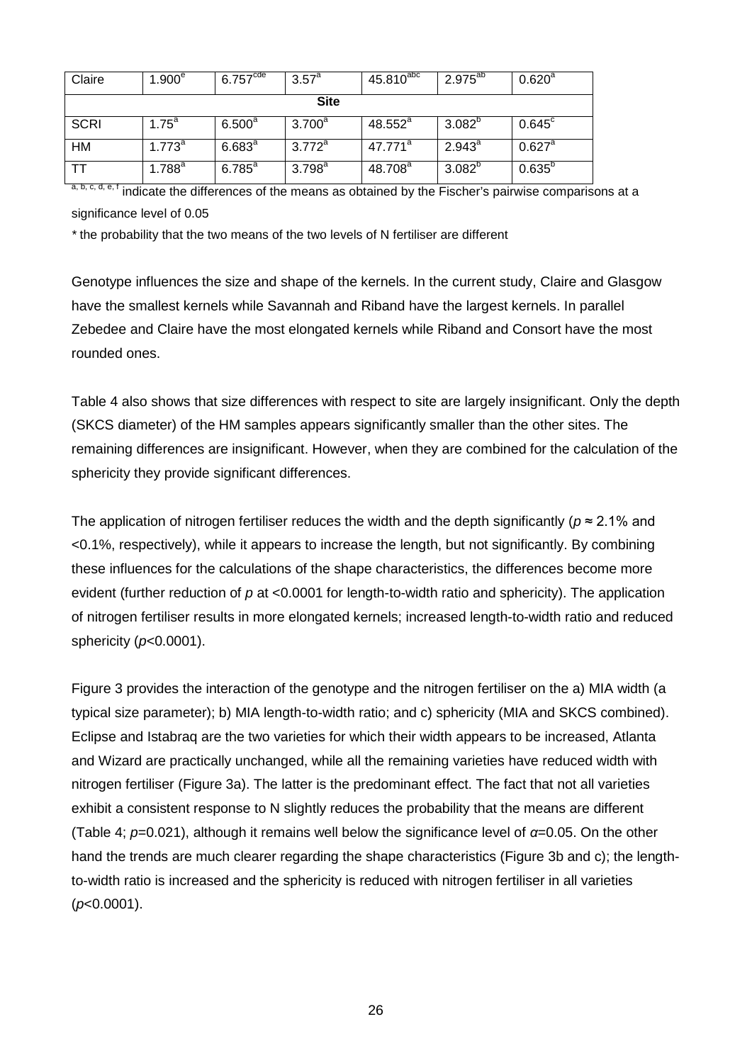| Claire | 1.900[e] | 6.757[cde] | 3.57[a] | 45.810[abc] | 2.975[ab] | 0.620[a] |
|---|---|---|---|---|---|---|
| **Site** | | | | | | |
| SCRI | 1.75[a] | 6.500[a] | 3.700[a] | 48.552[a] | 3.082[b] | 0.645[c] |
| HM | 1.773[a] | 6.683[a] | 3.772[a] | 47.771[a] | 2.943[a] | 0.627[a] |
| TT | 1.788[a] | 6.785[a] | 3.798[a] | 48.708[a] | 3.082[b] | 0.635[b] |

[a, b, c, d, e, f] indicate the differences of the means as obtained by the Fischer's pairwise comparisons at a significance level of 0.05

\* the probability that the two means of the two levels of N fertiliser are different

Genotype influences the size and shape of the kernels. In the current study, Claire and Glasgow have the smallest kernels while Savannah and Riband have the largest kernels. In parallel Zebedee and Claire have the most elongated kernels while Riband and Consort have the most rounded ones.

Table 4 also shows that size differences with respect to site are largely insignificant. Only the depth (SKCS diameter) of the HM samples appears significantly smaller than the other sites. The remaining differences are insignificant. However, when they are combined for the calculation of the sphericity they provide significant differences.

The application of nitrogen fertiliser reduces the width and the depth significantly ($p \approx 2.1\%$ and <0.1%, respectively), while it appears to increase the length, but not significantly. By combining these influences for the calculations of the shape characteristics, the differences become more evident (further reduction of $p$ at <0.0001 for length-to-width ratio and sphericity). The application of nitrogen fertiliser results in more elongated kernels; increased length-to-width ratio and reduced sphericity ($p<0.0001$).

Figure 3 provides the interaction of the genotype and the nitrogen fertiliser on the a) MIA width (a typical size parameter); b) MIA length-to-width ratio; and c) sphericity (MIA and SKCS combined). Eclipse and Istabraq are the two varieties for which their width appears to be increased, Atlanta and Wizard are practically unchanged, while all the remaining varieties have reduced width with nitrogen fertiliser (Figure 3a). The latter is the predominant effect. The fact that not all varieties exhibit a consistent response to N slightly reduces the probability that the means are different (Table 4; $p=0.021$), although it remains well below the significance level of $\alpha=0.05$. On the other hand the trends are much clearer regarding the shape characteristics (Figure 3b and c); the length-to-width ratio is increased and the sphericity is reduced with nitrogen fertiliser in all varieties ($p<0.0001$).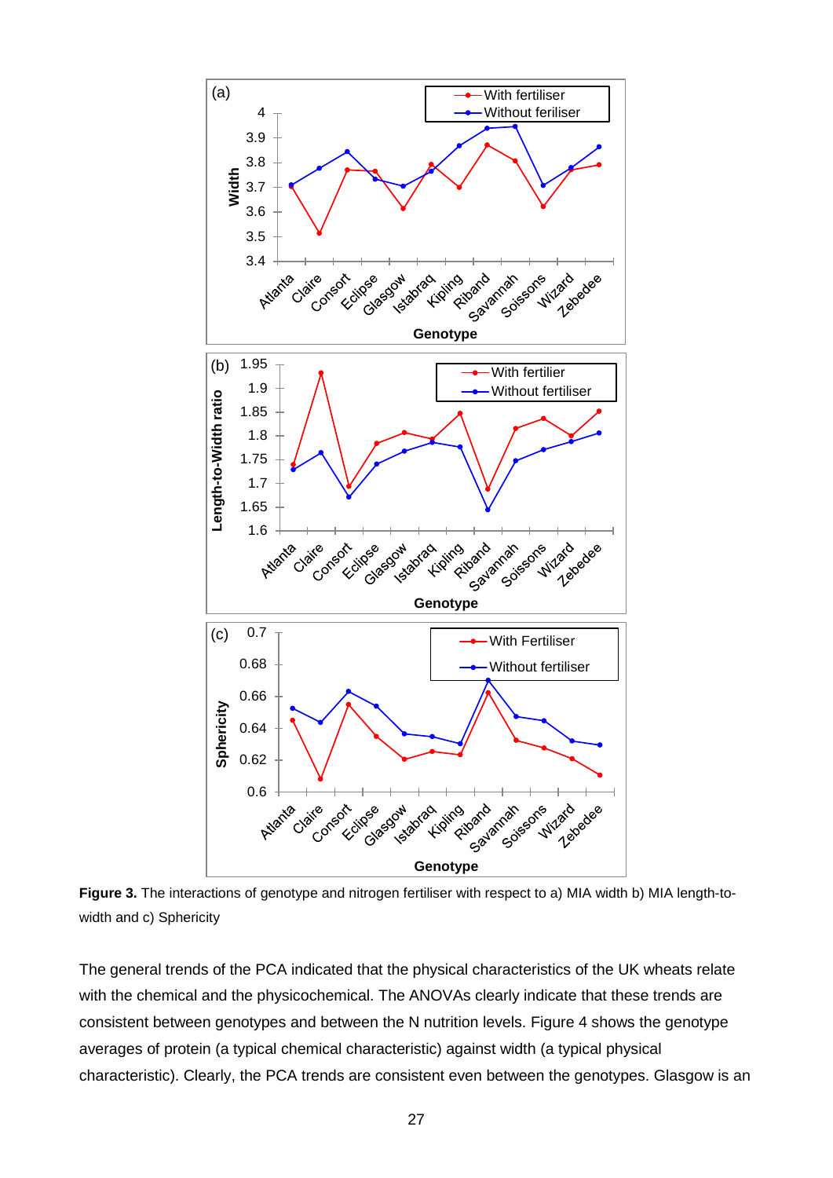**Figure 3.** The interactions of genotype and nitrogen fertiliser with respect to a) MIA width b) MIA length-to-width and c) Sphericity

The general trends of the PCA indicated that the physical characteristics of the UK wheats relate with the chemical and the physicochemical. The ANOVAs clearly indicate that these trends are consistent between genotypes and between the N nutrition levels. Figure 4 shows the genotype averages of protein (a typical chemical characteristic) against width (a typical physical characteristic). Clearly, the PCA trends are consistent even between the genotypes. Glasgow is an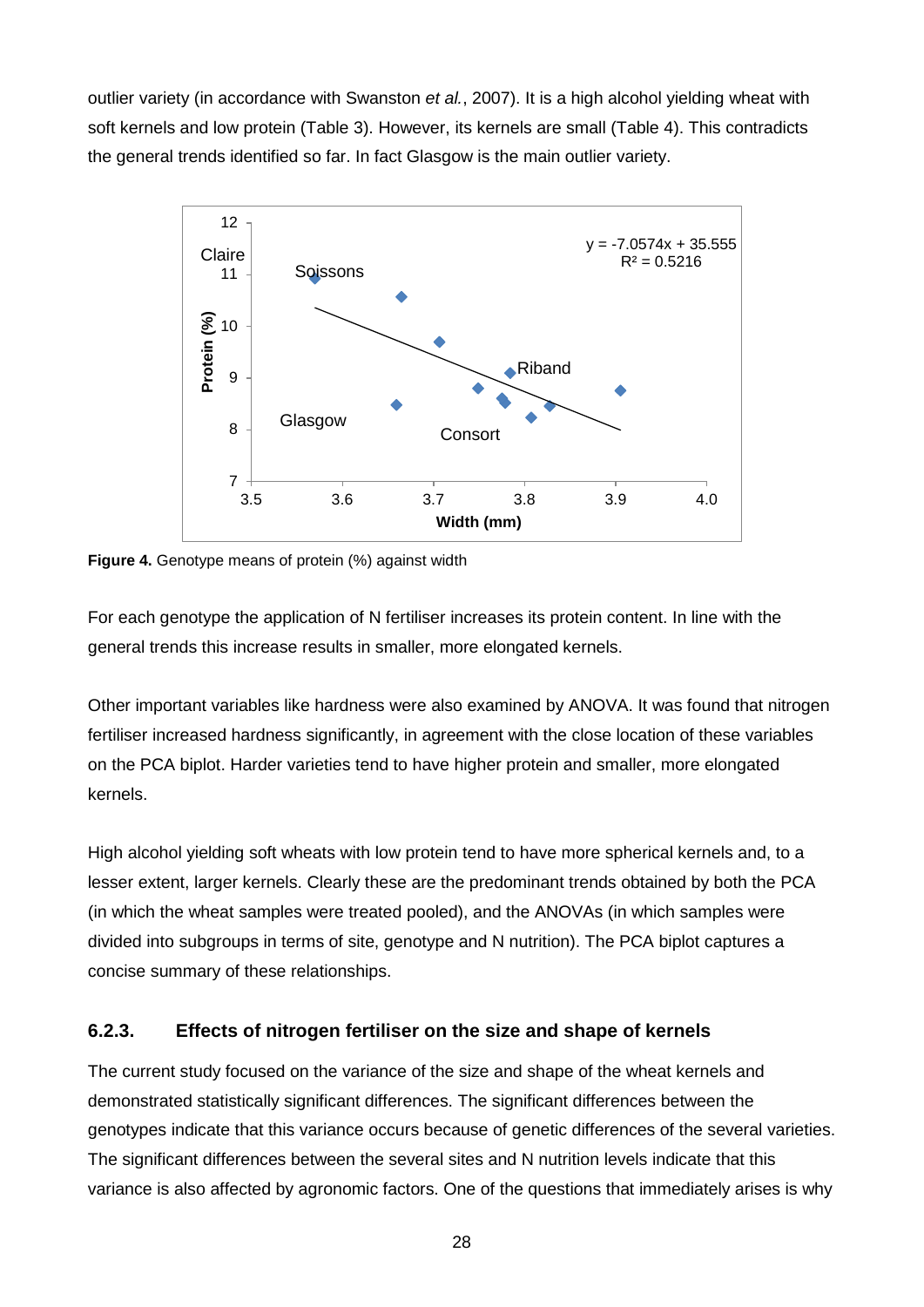outlier variety (in accordance with Swanston *et al.*, 2007). It is a high alcohol yielding wheat with soft kernels and low protein (Table 3). However, its kernels are small (Table 4). This contradicts the general trends identified so far. In fact Glasgow is the main outlier variety.

**Figure 4.** Genotype means of protein (%) against width

For each genotype the application of N fertiliser increases its protein content. In line with the general trends this increase results in smaller, more elongated kernels.

Other important variables like hardness were also examined by ANOVA. It was found that nitrogen fertiliser increased hardness significantly, in agreement with the close location of these variables on the PCA biplot. Harder varieties tend to have higher protein and smaller, more elongated kernels.

High alcohol yielding soft wheats with low protein tend to have more spherical kernels and, to a lesser extent, larger kernels. Clearly these are the predominant trends obtained by both the PCA (in which the wheat samples were treated pooled), and the ANOVAs (in which samples were divided into subgroups in terms of site, genotype and N nutrition). The PCA biplot captures a concise summary of these relationships.

### 6.2.3. Effects of nitrogen fertiliser on the size and shape of kernels

The current study focused on the variance of the size and shape of the wheat kernels and demonstrated statistically significant differences. The significant differences between the genotypes indicate that this variance occurs because of genetic differences of the several varieties. The significant differences between the several sites and N nutrition levels indicate that this variance is also affected by agronomic factors. One of the questions that immediately arises is why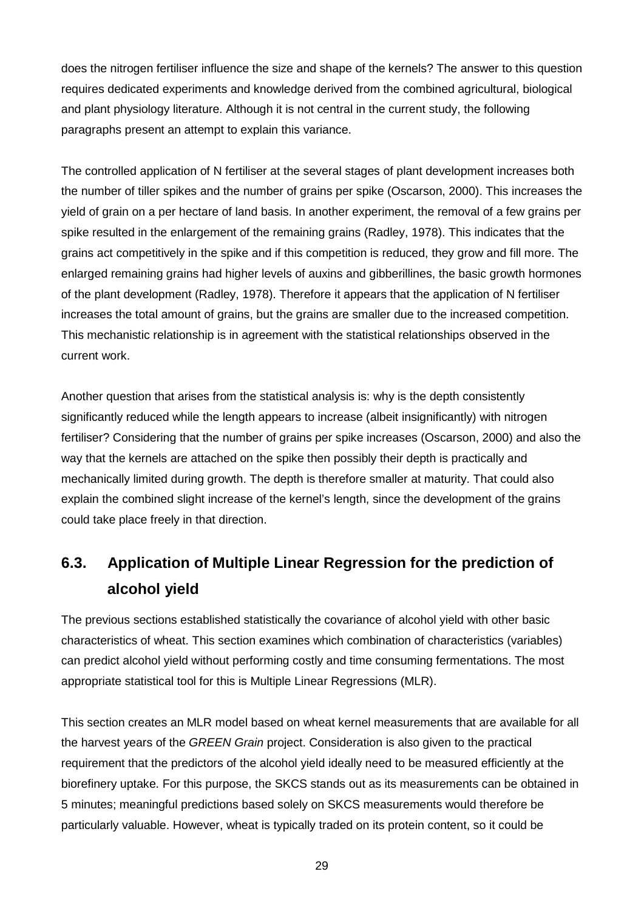does the nitrogen fertiliser influence the size and shape of the kernels? The answer to this question requires dedicated experiments and knowledge derived from the combined agricultural, biological and plant physiology literature. Although it is not central in the current study, the following paragraphs present an attempt to explain this variance.

The controlled application of N fertiliser at the several stages of plant development increases both the number of tiller spikes and the number of grains per spike (Oscarson, 2000). This increases the yield of grain on a per hectare of land basis. In another experiment, the removal of a few grains per spike resulted in the enlargement of the remaining grains (Radley, 1978). This indicates that the grains act competitively in the spike and if this competition is reduced, they grow and fill more. The enlarged remaining grains had higher levels of auxins and gibberillines, the basic growth hormones of the plant development (Radley, 1978). Therefore it appears that the application of N fertiliser increases the total amount of grains, but the grains are smaller due to the increased competition. This mechanistic relationship is in agreement with the statistical relationships observed in the current work.

Another question that arises from the statistical analysis is: why is the depth consistently significantly reduced while the length appears to increase (albeit insignificantly) with nitrogen fertiliser? Considering that the number of grains per spike increases (Oscarson, 2000) and also the way that the kernels are attached on the spike then possibly their depth is practically and mechanically limited during growth. The depth is therefore smaller at maturity. That could also explain the combined slight increase of the kernel's length, since the development of the grains could take place freely in that direction.

## 6.3. Application of Multiple Linear Regression for the prediction of alcohol yield

The previous sections established statistically the covariance of alcohol yield with other basic characteristics of wheat. This section examines which combination of characteristics (variables) can predict alcohol yield without performing costly and time consuming fermentations. The most appropriate statistical tool for this is Multiple Linear Regressions (MLR).

This section creates an MLR model based on wheat kernel measurements that are available for all the harvest years of the *GREEN Grain* project. Consideration is also given to the practical requirement that the predictors of the alcohol yield ideally need to be measured efficiently at the biorefinery uptake. For this purpose, the SKCS stands out as its measurements can be obtained in 5 minutes; meaningful predictions based solely on SKCS measurements would therefore be particularly valuable. However, wheat is typically traded on its protein content, so it could be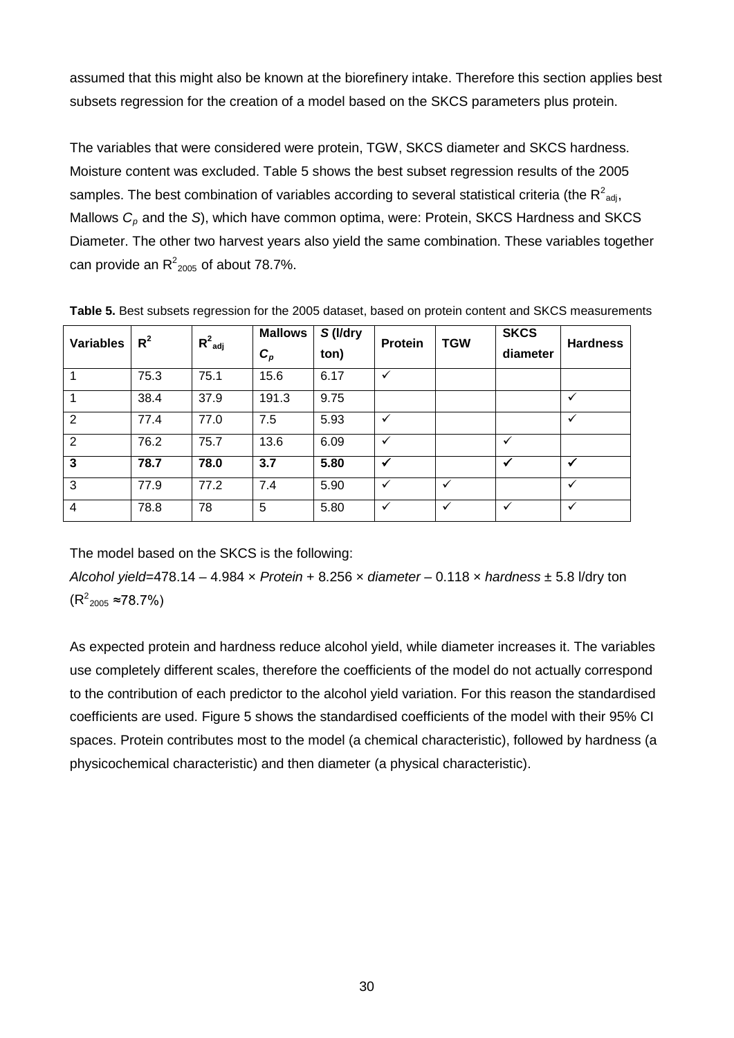assumed that this might also be known at the biorefinery intake. Therefore this section applies best subsets regression for the creation of a model based on the SKCS parameters plus protein.

The variables that were considered were protein, TGW, SKCS diameter and SKCS hardness. Moisture content was excluded. Table 5 shows the best subset regression results of the 2005 samples. The best combination of variables according to several statistical criteria (the $R^2_{adj}$, Mallows $C_p$ and the $S$), which have common optima, were: Protein, SKCS Hardness and SKCS Diameter. The other two harvest years also yield the same combination. These variables together can provide an $R^2_{2005}$ of about 78.7%.

**Table 5.** Best subsets regression for the 2005 dataset, based on protein content and SKCS measurements

| Variables | $R^2$ | $R^2_{adj}$ | Mallows $C_p$ | $S$ (l/dry ton) | Protein | TGW | SKCS diameter | Hardness |
|---|---|---|---|---|---|---|---|---|
| 1 | 75.3 | 75.1 | 15.6 | 6.17 | ✓ | | | |
| 1 | 38.4 | 37.9 | 191.3 | 9.75 | | | | ✓ |
| 2 | 77.4 | 77.0 | 7.5 | 5.93 | ✓ | | | ✓ |
| 2 | 76.2 | 75.7 | 13.6 | 6.09 | ✓ | | ✓ | |
| **3** | **78.7** | **78.0** | **3.7** | **5.80** | **✓** | | **✓** | **✓** |
| 3 | 77.9 | 77.2 | 7.4 | 5.90 | ✓ | ✓ | | ✓ |
| 4 | 78.8 | 78 | 5 | 5.80 | ✓ | ✓ | ✓ | ✓ |

The model based on the SKCS is the following:

*Alcohol yield*=478.14 – 4.984 × *Protein* + 8.256 × *diameter* – 0.118 × *hardness* ± 5.8 l/dry ton ($R^2_{2005} \approx 78.7\%$)

As expected protein and hardness reduce alcohol yield, while diameter increases it. The variables use completely different scales, therefore the coefficients of the model do not actually correspond to the contribution of each predictor to the alcohol yield variation. For this reason the standardised coefficients are used. Figure 5 shows the standardised coefficients of the model with their 95% CI spaces. Protein contributes most to the model (a chemical characteristic), followed by hardness (a physicochemical characteristic) and then diameter (a physical characteristic).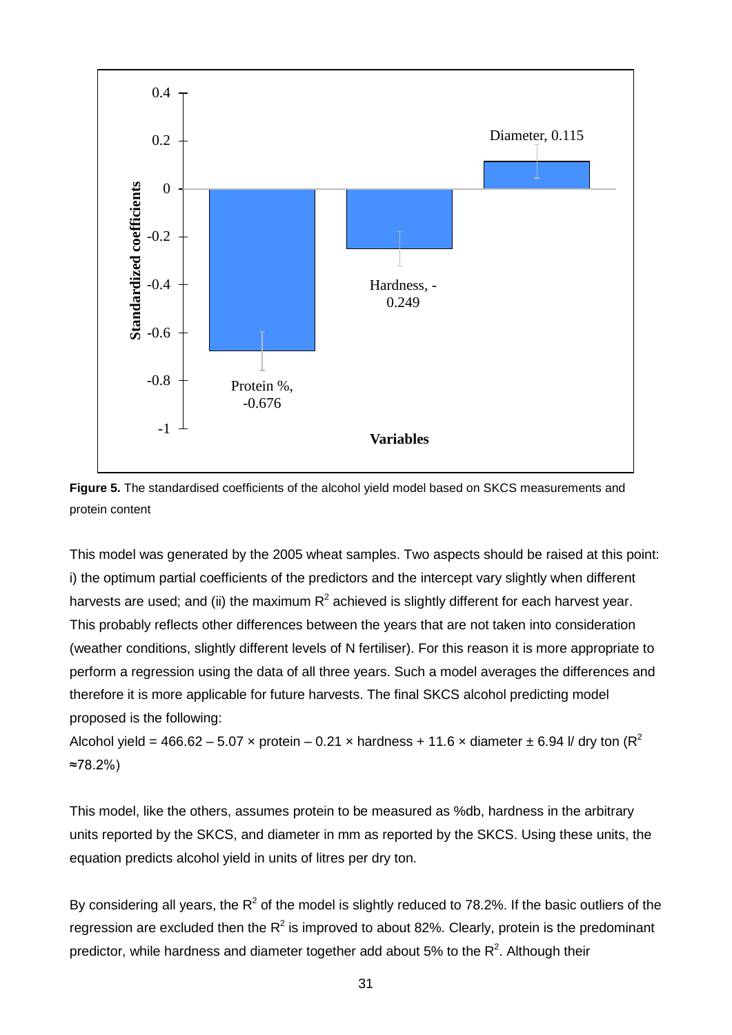**Figure 5.** The standardised coefficients of the alcohol yield model based on SKCS measurements and protein content

This model was generated by the 2005 wheat samples. Two aspects should be raised at this point: i) the optimum partial coefficients of the predictors and the intercept vary slightly when different harvests are used; and (ii) the maximum $R^2$ achieved is slightly different for each harvest year. This probably reflects other differences between the years that are not taken into consideration (weather conditions, slightly different levels of N fertiliser). For this reason it is more appropriate to perform a regression using the data of all three years. Such a model averages the differences and therefore it is more applicable for future harvests. The final SKCS alcohol predicting model proposed is the following:

Alcohol yield = 466.62 – 5.07 × protein – 0.21 × hardness + 11.6 × diameter ± 6.94 l/ dry ton ($R^2$ ≈78.2%)

This model, like the others, assumes protein to be measured as %db, hardness in the arbitrary units reported by the SKCS, and diameter in mm as reported by the SKCS. Using these units, the equation predicts alcohol yield in units of litres per dry ton.

By considering all years, the $R^2$ of the model is slightly reduced to 78.2%. If the basic outliers of the regression are excluded then the $R^2$ is improved to about 82%. Clearly, protein is the predominant predictor, while hardness and diameter together add about 5% to the $R^2$. Although their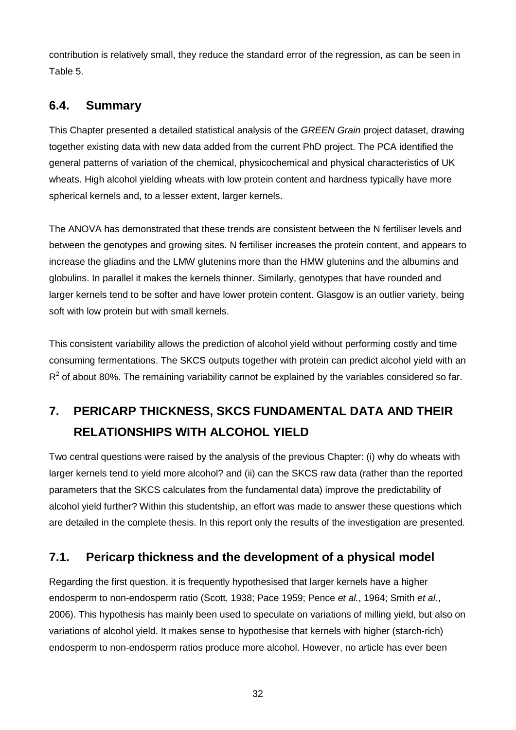contribution is relatively small, they reduce the standard error of the regression, as can be seen in Table 5.

## 6.4. Summary

This Chapter presented a detailed statistical analysis of the *GREEN Grain* project dataset, drawing together existing data with new data added from the current PhD project. The PCA identified the general patterns of variation of the chemical, physicochemical and physical characteristics of UK wheats. High alcohol yielding wheats with low protein content and hardness typically have more spherical kernels and, to a lesser extent, larger kernels.

The ANOVA has demonstrated that these trends are consistent between the N fertiliser levels and between the genotypes and growing sites. N fertiliser increases the protein content, and appears to increase the gliadins and the LMW glutenins more than the HMW glutenins and the albumins and globulins. In parallel it makes the kernels thinner. Similarly, genotypes that have rounded and larger kernels tend to be softer and have lower protein content. Glasgow is an outlier variety, being soft with low protein but with small kernels.

This consistent variability allows the prediction of alcohol yield without performing costly and time consuming fermentations. The SKCS outputs together with protein can predict alcohol yield with an $R^2$ of about 80%. The remaining variability cannot be explained by the variables considered so far.

# 7. PERICARP THICKNESS, SKCS FUNDAMENTAL DATA AND THEIR RELATIONSHIPS WITH ALCOHOL YIELD

Two central questions were raised by the analysis of the previous Chapter: (i) why do wheats with larger kernels tend to yield more alcohol? and (ii) can the SKCS raw data (rather than the reported parameters that the SKCS calculates from the fundamental data) improve the predictability of alcohol yield further? Within this studentship, an effort was made to answer these questions which are detailed in the complete thesis. In this report only the results of the investigation are presented.

## 7.1. Pericarp thickness and the development of a physical model

Regarding the first question, it is frequently hypothesised that larger kernels have a higher endosperm to non-endosperm ratio (Scott, 1938; Pace 1959; Pence *et al.*, 1964; Smith *et al.*, 2006). This hypothesis has mainly been used to speculate on variations of milling yield, but also on variations of alcohol yield. It makes sense to hypothesise that kernels with higher (starch-rich) endosperm to non-endosperm ratios produce more alcohol. However, no article has ever been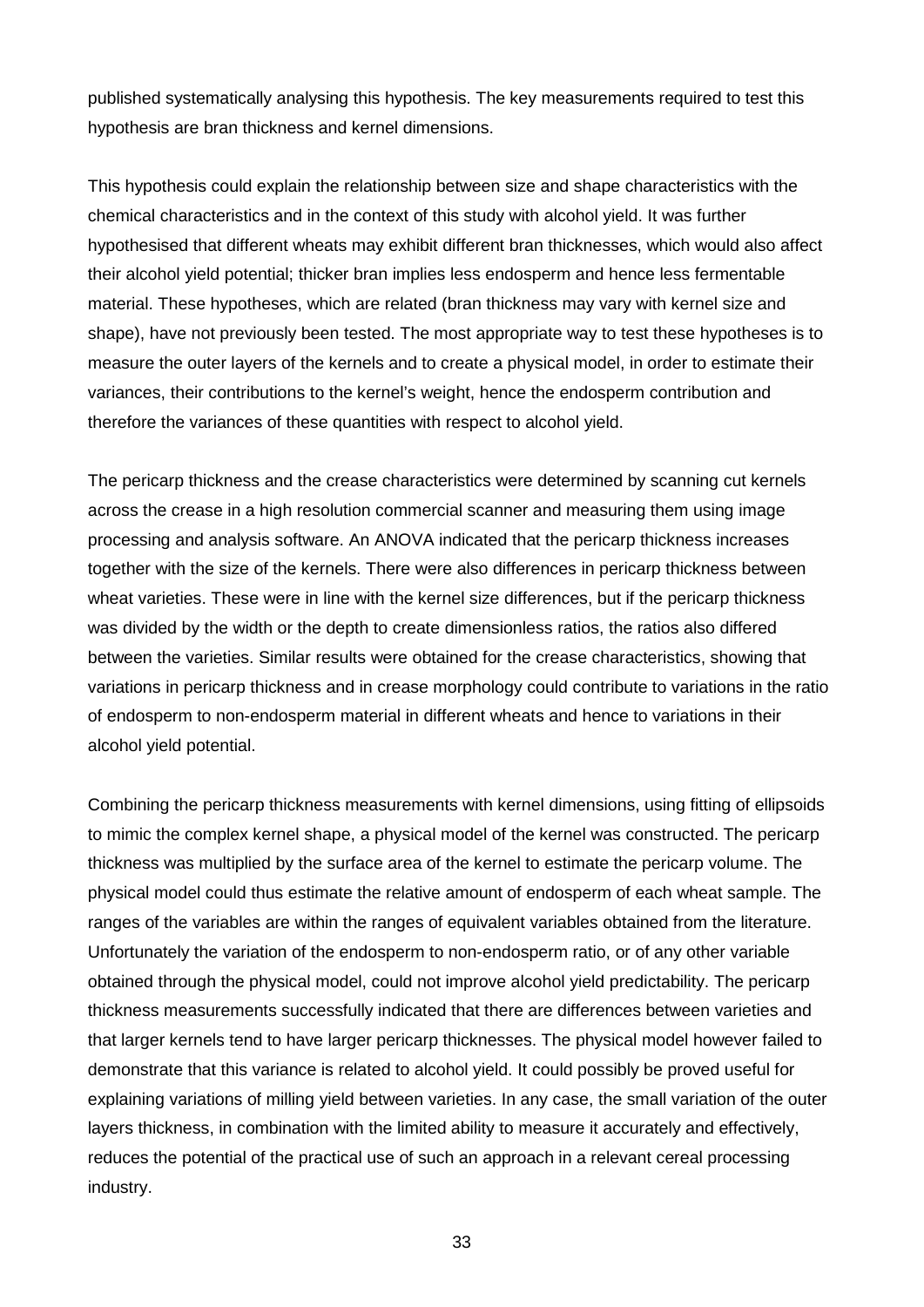published systematically analysing this hypothesis. The key measurements required to test this hypothesis are bran thickness and kernel dimensions.

This hypothesis could explain the relationship between size and shape characteristics with the chemical characteristics and in the context of this study with alcohol yield. It was further hypothesised that different wheats may exhibit different bran thicknesses, which would also affect their alcohol yield potential; thicker bran implies less endosperm and hence less fermentable material. These hypotheses, which are related (bran thickness may vary with kernel size and shape), have not previously been tested. The most appropriate way to test these hypotheses is to measure the outer layers of the kernels and to create a physical model, in order to estimate their variances, their contributions to the kernel's weight, hence the endosperm contribution and therefore the variances of these quantities with respect to alcohol yield.

The pericarp thickness and the crease characteristics were determined by scanning cut kernels across the crease in a high resolution commercial scanner and measuring them using image processing and analysis software. An ANOVA indicated that the pericarp thickness increases together with the size of the kernels. There were also differences in pericarp thickness between wheat varieties. These were in line with the kernel size differences, but if the pericarp thickness was divided by the width or the depth to create dimensionless ratios, the ratios also differed between the varieties. Similar results were obtained for the crease characteristics, showing that variations in pericarp thickness and in crease morphology could contribute to variations in the ratio of endosperm to non-endosperm material in different wheats and hence to variations in their alcohol yield potential.

Combining the pericarp thickness measurements with kernel dimensions, using fitting of ellipsoids to mimic the complex kernel shape, a physical model of the kernel was constructed. The pericarp thickness was multiplied by the surface area of the kernel to estimate the pericarp volume. The physical model could thus estimate the relative amount of endosperm of each wheat sample. The ranges of the variables are within the ranges of equivalent variables obtained from the literature. Unfortunately the variation of the endosperm to non-endosperm ratio, or of any other variable obtained through the physical model, could not improve alcohol yield predictability. The pericarp thickness measurements successfully indicated that there are differences between varieties and that larger kernels tend to have larger pericarp thicknesses. The physical model however failed to demonstrate that this variance is related to alcohol yield. It could possibly be proved useful for explaining variations of milling yield between varieties. In any case, the small variation of the outer layers thickness, in combination with the limited ability to measure it accurately and effectively, reduces the potential of the practical use of such an approach in a relevant cereal processing industry.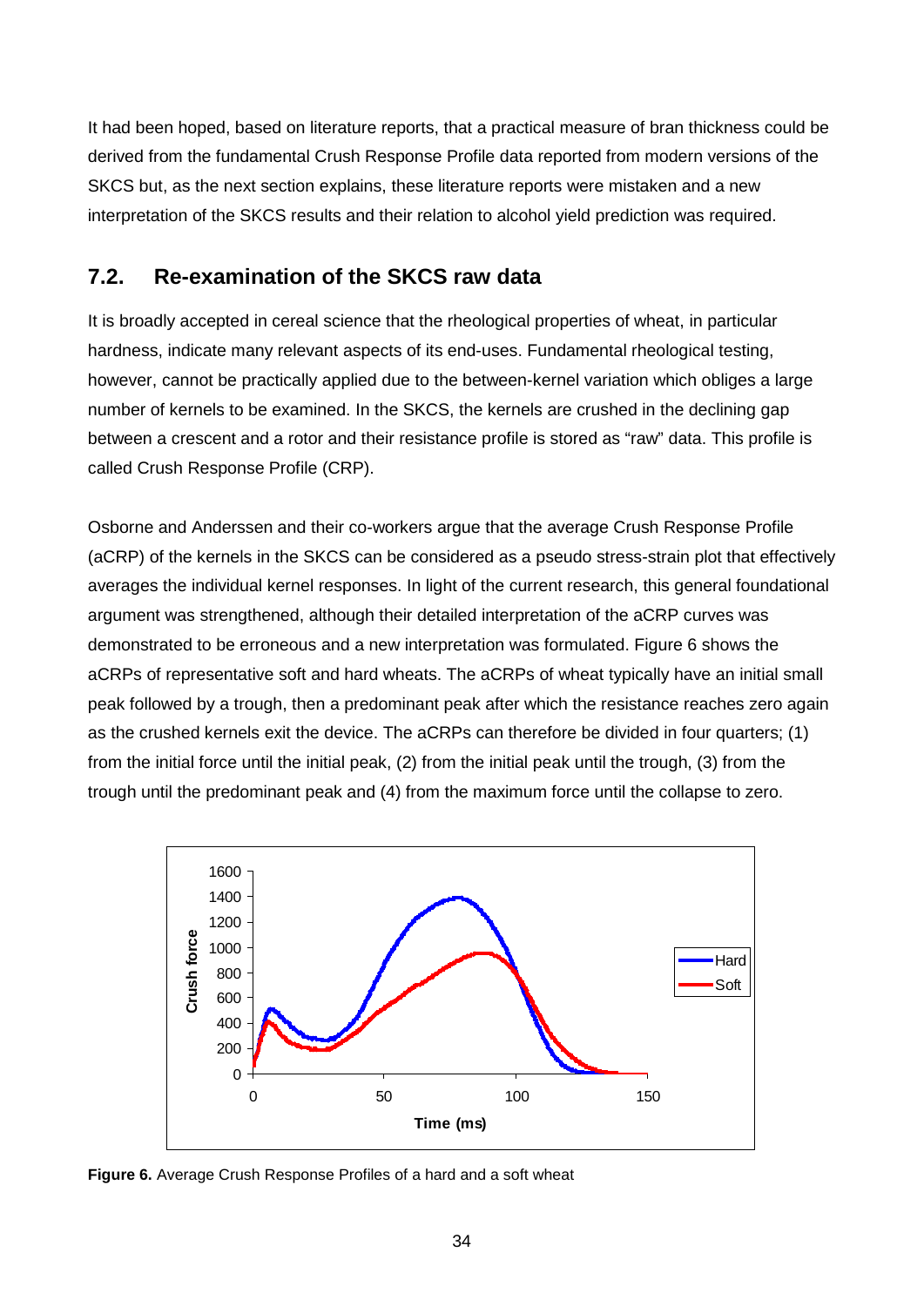It had been hoped, based on literature reports, that a practical measure of bran thickness could be derived from the fundamental Crush Response Profile data reported from modern versions of the SKCS but, as the next section explains, these literature reports were mistaken and a new interpretation of the SKCS results and their relation to alcohol yield prediction was required.

## 7.2. Re-examination of the SKCS raw data

It is broadly accepted in cereal science that the rheological properties of wheat, in particular hardness, indicate many relevant aspects of its end-uses. Fundamental rheological testing, however, cannot be practically applied due to the between-kernel variation which obliges a large number of kernels to be examined. In the SKCS, the kernels are crushed in the declining gap between a crescent and a rotor and their resistance profile is stored as "raw" data. This profile is called Crush Response Profile (CRP).

Osborne and Anderssen and their co-workers argue that the average Crush Response Profile (aCRP) of the kernels in the SKCS can be considered as a pseudo stress-strain plot that effectively averages the individual kernel responses. In light of the current research, this general foundational argument was strengthened, although their detailed interpretation of the aCRP curves was demonstrated to be erroneous and a new interpretation was formulated. Figure 6 shows the aCRPs of representative soft and hard wheats. The aCRPs of wheat typically have an initial small peak followed by a trough, then a predominant peak after which the resistance reaches zero again as the crushed kernels exit the device. The aCRPs can therefore be divided in four quarters; (1) from the initial force until the initial peak, (2) from the initial peak until the trough, (3) from the trough until the predominant peak and (4) from the maximum force until the collapse to zero.

**Figure 6.** Average Crush Response Profiles of a hard and a soft wheat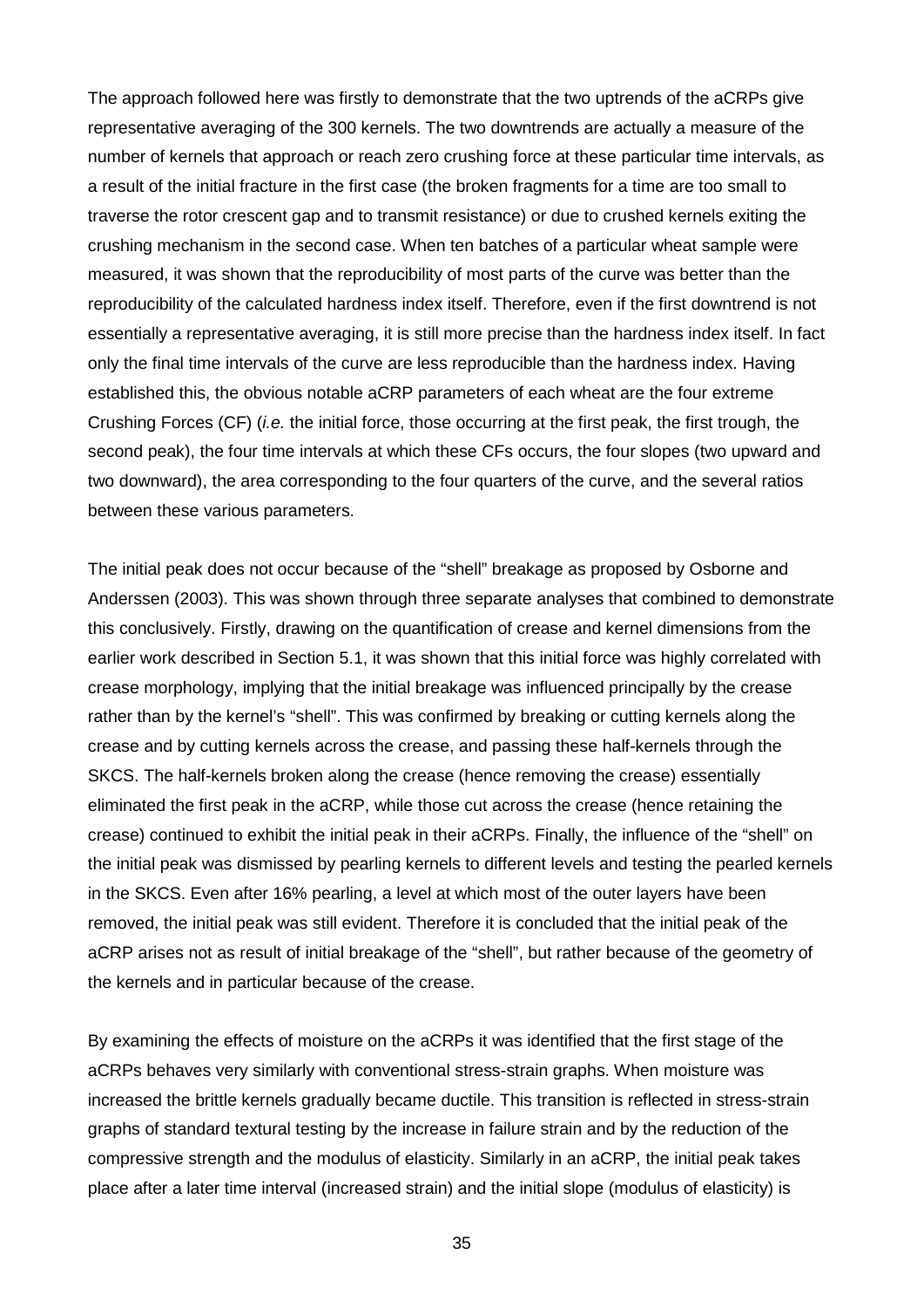The approach followed here was firstly to demonstrate that the two uptrends of the aCRPs give representative averaging of the 300 kernels. The two downtrends are actually a measure of the number of kernels that approach or reach zero crushing force at these particular time intervals, as a result of the initial fracture in the first case (the broken fragments for a time are too small to traverse the rotor crescent gap and to transmit resistance) or due to crushed kernels exiting the crushing mechanism in the second case. When ten batches of a particular wheat sample were measured, it was shown that the reproducibility of most parts of the curve was better than the reproducibility of the calculated hardness index itself. Therefore, even if the first downtrend is not essentially a representative averaging, it is still more precise than the hardness index itself. In fact only the final time intervals of the curve are less reproducible than the hardness index. Having established this, the obvious notable aCRP parameters of each wheat are the four extreme Crushing Forces (CF) (*i.e.* the initial force, those occurring at the first peak, the first trough, the second peak), the four time intervals at which these CFs occurs, the four slopes (two upward and two downward), the area corresponding to the four quarters of the curve, and the several ratios between these various parameters.

The initial peak does not occur because of the "shell" breakage as proposed by Osborne and Anderssen (2003). This was shown through three separate analyses that combined to demonstrate this conclusively. Firstly, drawing on the quantification of crease and kernel dimensions from the earlier work described in Section 5.1, it was shown that this initial force was highly correlated with crease morphology, implying that the initial breakage was influenced principally by the crease rather than by the kernel's "shell". This was confirmed by breaking or cutting kernels along the crease and by cutting kernels across the crease, and passing these half-kernels through the SKCS. The half-kernels broken along the crease (hence removing the crease) essentially eliminated the first peak in the aCRP, while those cut across the crease (hence retaining the crease) continued to exhibit the initial peak in their aCRPs. Finally, the influence of the "shell" on the initial peak was dismissed by pearling kernels to different levels and testing the pearled kernels in the SKCS. Even after 16% pearling, a level at which most of the outer layers have been removed, the initial peak was still evident. Therefore it is concluded that the initial peak of the aCRP arises not as result of initial breakage of the "shell", but rather because of the geometry of the kernels and in particular because of the crease.

By examining the effects of moisture on the aCRPs it was identified that the first stage of the aCRPs behaves very similarly with conventional stress-strain graphs. When moisture was increased the brittle kernels gradually became ductile. This transition is reflected in stress-strain graphs of standard textural testing by the increase in failure strain and by the reduction of the compressive strength and the modulus of elasticity. Similarly in an aCRP, the initial peak takes place after a later time interval (increased strain) and the initial slope (modulus of elasticity) is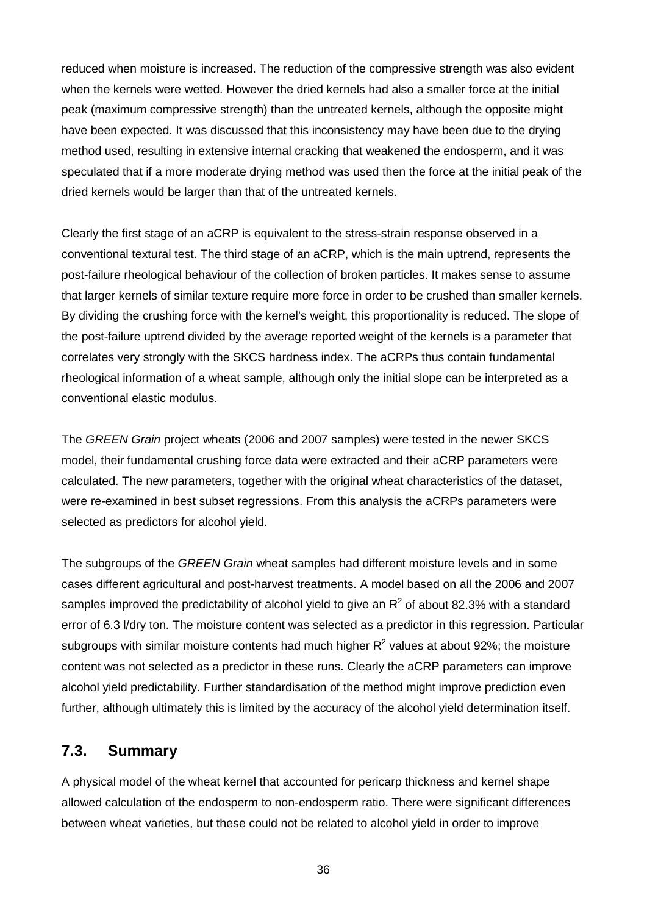reduced when moisture is increased. The reduction of the compressive strength was also evident when the kernels were wetted. However the dried kernels had also a smaller force at the initial peak (maximum compressive strength) than the untreated kernels, although the opposite might have been expected. It was discussed that this inconsistency may have been due to the drying method used, resulting in extensive internal cracking that weakened the endosperm, and it was speculated that if a more moderate drying method was used then the force at the initial peak of the dried kernels would be larger than that of the untreated kernels.

Clearly the first stage of an aCRP is equivalent to the stress-strain response observed in a conventional textural test. The third stage of an aCRP, which is the main uptrend, represents the post-failure rheological behaviour of the collection of broken particles. It makes sense to assume that larger kernels of similar texture require more force in order to be crushed than smaller kernels. By dividing the crushing force with the kernel's weight, this proportionality is reduced. The slope of the post-failure uptrend divided by the average reported weight of the kernels is a parameter that correlates very strongly with the SKCS hardness index. The aCRPs thus contain fundamental rheological information of a wheat sample, although only the initial slope can be interpreted as a conventional elastic modulus.

The *GREEN Grain* project wheats (2006 and 2007 samples) were tested in the newer SKCS model, their fundamental crushing force data were extracted and their aCRP parameters were calculated. The new parameters, together with the original wheat characteristics of the dataset, were re-examined in best subset regressions. From this analysis the aCRPs parameters were selected as predictors for alcohol yield.

The subgroups of the *GREEN Grain* wheat samples had different moisture levels and in some cases different agricultural and post-harvest treatments. A model based on all the 2006 and 2007 samples improved the predictability of alcohol yield to give an $R^2$ of about 82.3% with a standard error of 6.3 l/dry ton. The moisture content was selected as a predictor in this regression. Particular subgroups with similar moisture contents had much higher $R^2$ values at about 92%; the moisture content was not selected as a predictor in these runs. Clearly the aCRP parameters can improve alcohol yield predictability. Further standardisation of the method might improve prediction even further, although ultimately this is limited by the accuracy of the alcohol yield determination itself.

## 7.3. Summary

A physical model of the wheat kernel that accounted for pericarp thickness and kernel shape allowed calculation of the endosperm to non-endosperm ratio. There were significant differences between wheat varieties, but these could not be related to alcohol yield in order to improve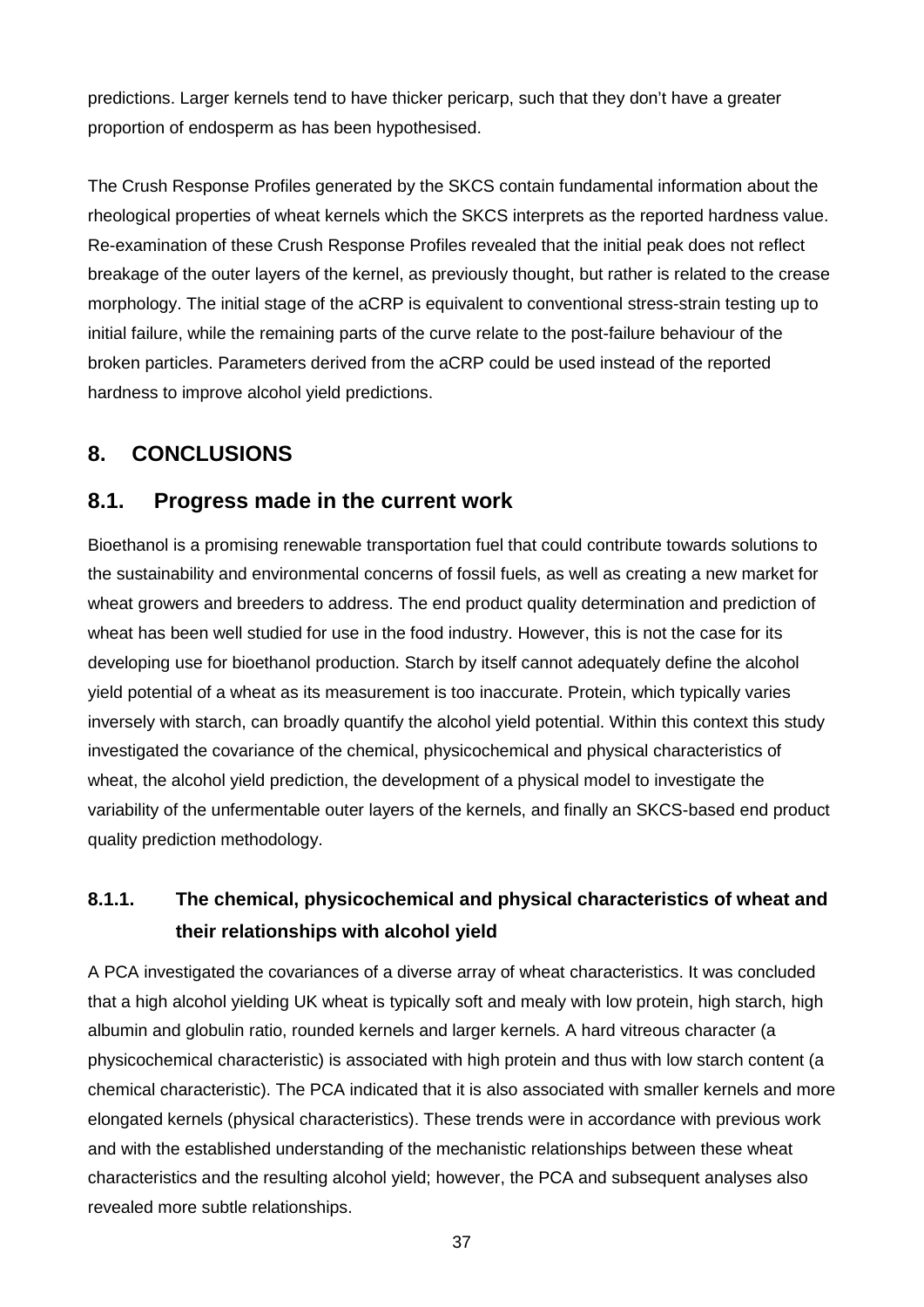predictions. Larger kernels tend to have thicker pericarp, such that they don't have a greater proportion of endosperm as has been hypothesised.

The Crush Response Profiles generated by the SKCS contain fundamental information about the rheological properties of wheat kernels which the SKCS interprets as the reported hardness value. Re-examination of these Crush Response Profiles revealed that the initial peak does not reflect breakage of the outer layers of the kernel, as previously thought, but rather is related to the crease morphology. The initial stage of the aCRP is equivalent to conventional stress-strain testing up to initial failure, while the remaining parts of the curve relate to the post-failure behaviour of the broken particles. Parameters derived from the aCRP could be used instead of the reported hardness to improve alcohol yield predictions.

## 8. CONCLUSIONS

### 8.1. Progress made in the current work

Bioethanol is a promising renewable transportation fuel that could contribute towards solutions to the sustainability and environmental concerns of fossil fuels, as well as creating a new market for wheat growers and breeders to address. The end product quality determination and prediction of wheat has been well studied for use in the food industry. However, this is not the case for its developing use for bioethanol production. Starch by itself cannot adequately define the alcohol yield potential of a wheat as its measurement is too inaccurate. Protein, which typically varies inversely with starch, can broadly quantify the alcohol yield potential. Within this context this study investigated the covariance of the chemical, physicochemical and physical characteristics of wheat, the alcohol yield prediction, the development of a physical model to investigate the variability of the unfermentable outer layers of the kernels, and finally an SKCS-based end product quality prediction methodology.

#### 8.1.1. The chemical, physicochemical and physical characteristics of wheat and their relationships with alcohol yield

A PCA investigated the covariances of a diverse array of wheat characteristics. It was concluded that a high alcohol yielding UK wheat is typically soft and mealy with low protein, high starch, high albumin and globulin ratio, rounded kernels and larger kernels. A hard vitreous character (a physicochemical characteristic) is associated with high protein and thus with low starch content (a chemical characteristic). The PCA indicated that it is also associated with smaller kernels and more elongated kernels (physical characteristics). These trends were in accordance with previous work and with the established understanding of the mechanistic relationships between these wheat characteristics and the resulting alcohol yield; however, the PCA and subsequent analyses also revealed more subtle relationships.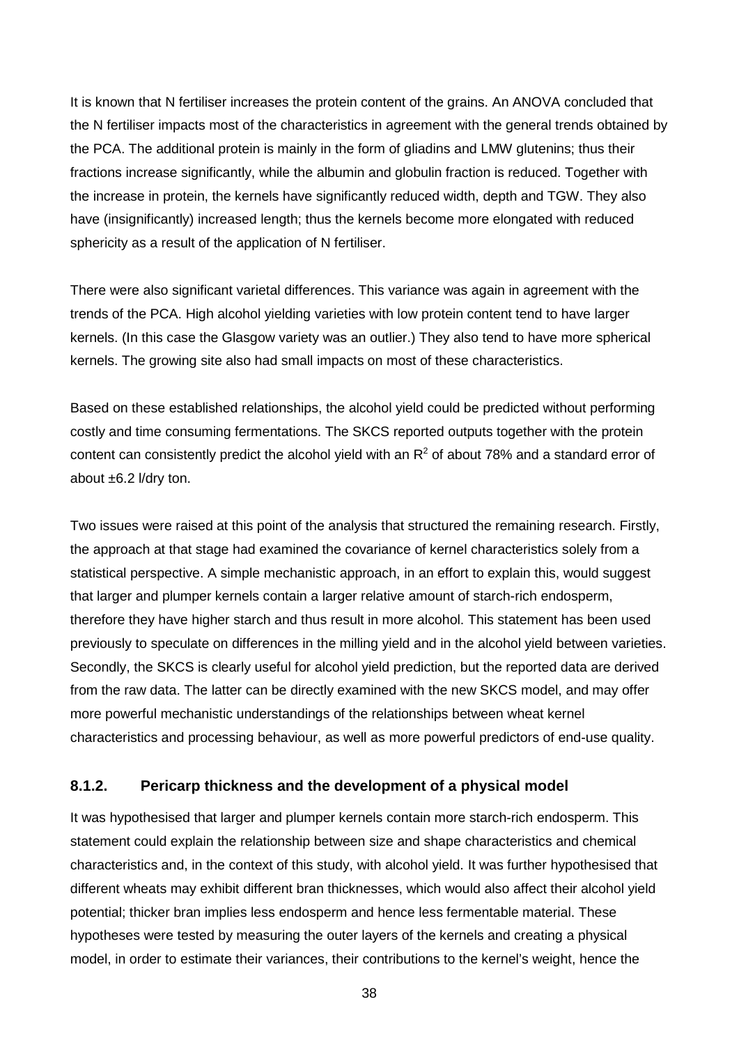It is known that N fertiliser increases the protein content of the grains. An ANOVA concluded that the N fertiliser impacts most of the characteristics in agreement with the general trends obtained by the PCA. The additional protein is mainly in the form of gliadins and LMW glutenins; thus their fractions increase significantly, while the albumin and globulin fraction is reduced. Together with the increase in protein, the kernels have significantly reduced width, depth and TGW. They also have (insignificantly) increased length; thus the kernels become more elongated with reduced sphericity as a result of the application of N fertiliser.

There were also significant varietal differences. This variance was again in agreement with the trends of the PCA. High alcohol yielding varieties with low protein content tend to have larger kernels. (In this case the Glasgow variety was an outlier.) They also tend to have more spherical kernels. The growing site also had small impacts on most of these characteristics.

Based on these established relationships, the alcohol yield could be predicted without performing costly and time consuming fermentations. The SKCS reported outputs together with the protein content can consistently predict the alcohol yield with an $R^2$ of about 78% and a standard error of about ±6.2 l/dry ton.

Two issues were raised at this point of the analysis that structured the remaining research. Firstly, the approach at that stage had examined the covariance of kernel characteristics solely from a statistical perspective. A simple mechanistic approach, in an effort to explain this, would suggest that larger and plumper kernels contain a larger relative amount of starch-rich endosperm, therefore they have higher starch and thus result in more alcohol. This statement has been used previously to speculate on differences in the milling yield and in the alcohol yield between varieties. Secondly, the SKCS is clearly useful for alcohol yield prediction, but the reported data are derived from the raw data. The latter can be directly examined with the new SKCS model, and may offer more powerful mechanistic understandings of the relationships between wheat kernel characteristics and processing behaviour, as well as more powerful predictors of end-use quality.

### 8.1.2. Pericarp thickness and the development of a physical model

It was hypothesised that larger and plumper kernels contain more starch-rich endosperm. This statement could explain the relationship between size and shape characteristics and chemical characteristics and, in the context of this study, with alcohol yield. It was further hypothesised that different wheats may exhibit different bran thicknesses, which would also affect their alcohol yield potential; thicker bran implies less endosperm and hence less fermentable material. These hypotheses were tested by measuring the outer layers of the kernels and creating a physical model, in order to estimate their variances, their contributions to the kernel's weight, hence the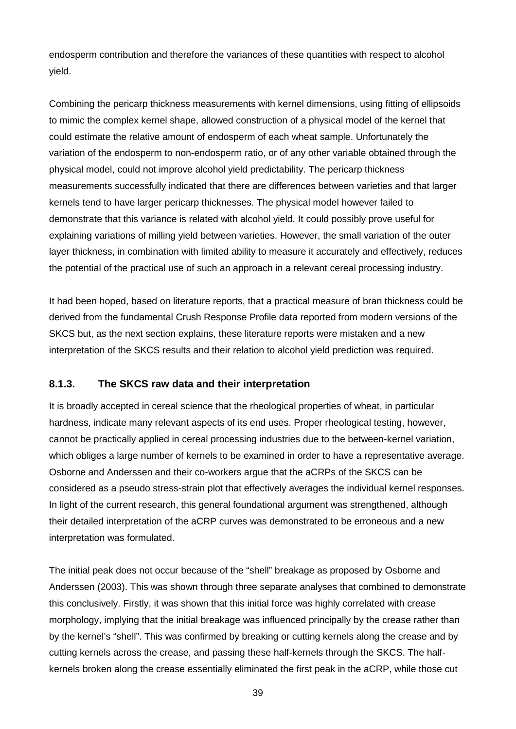endosperm contribution and therefore the variances of these quantities with respect to alcohol yield.

Combining the pericarp thickness measurements with kernel dimensions, using fitting of ellipsoids to mimic the complex kernel shape, allowed construction of a physical model of the kernel that could estimate the relative amount of endosperm of each wheat sample. Unfortunately the variation of the endosperm to non-endosperm ratio, or of any other variable obtained through the physical model, could not improve alcohol yield predictability. The pericarp thickness measurements successfully indicated that there are differences between varieties and that larger kernels tend to have larger pericarp thicknesses. The physical model however failed to demonstrate that this variance is related with alcohol yield. It could possibly prove useful for explaining variations of milling yield between varieties. However, the small variation of the outer layer thickness, in combination with limited ability to measure it accurately and effectively, reduces the potential of the practical use of such an approach in a relevant cereal processing industry.

It had been hoped, based on literature reports, that a practical measure of bran thickness could be derived from the fundamental Crush Response Profile data reported from modern versions of the SKCS but, as the next section explains, these literature reports were mistaken and a new interpretation of the SKCS results and their relation to alcohol yield prediction was required.

### 8.1.3. The SKCS raw data and their interpretation

It is broadly accepted in cereal science that the rheological properties of wheat, in particular hardness, indicate many relevant aspects of its end uses. Proper rheological testing, however, cannot be practically applied in cereal processing industries due to the between-kernel variation, which obliges a large number of kernels to be examined in order to have a representative average. Osborne and Anderssen and their co-workers argue that the aCRPs of the SKCS can be considered as a pseudo stress-strain plot that effectively averages the individual kernel responses. In light of the current research, this general foundational argument was strengthened, although their detailed interpretation of the aCRP curves was demonstrated to be erroneous and a new interpretation was formulated.

The initial peak does not occur because of the "shell" breakage as proposed by Osborne and Anderssen (2003). This was shown through three separate analyses that combined to demonstrate this conclusively. Firstly, it was shown that this initial force was highly correlated with crease morphology, implying that the initial breakage was influenced principally by the crease rather than by the kernel's "shell". This was confirmed by breaking or cutting kernels along the crease and by cutting kernels across the crease, and passing these half-kernels through the SKCS. The half-kernels broken along the crease essentially eliminated the first peak in the aCRP, while those cut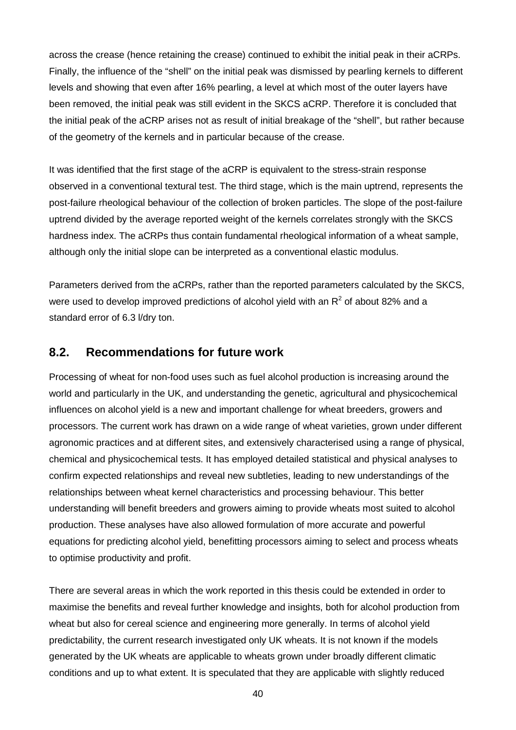across the crease (hence retaining the crease) continued to exhibit the initial peak in their aCRPs. Finally, the influence of the "shell" on the initial peak was dismissed by pearling kernels to different levels and showing that even after 16% pearling, a level at which most of the outer layers have been removed, the initial peak was still evident in the SKCS aCRP. Therefore it is concluded that the initial peak of the aCRP arises not as result of initial breakage of the "shell", but rather because of the geometry of the kernels and in particular because of the crease.

It was identified that the first stage of the aCRP is equivalent to the stress-strain response observed in a conventional textural test. The third stage, which is the main uptrend, represents the post-failure rheological behaviour of the collection of broken particles. The slope of the post-failure uptrend divided by the average reported weight of the kernels correlates strongly with the SKCS hardness index. The aCRPs thus contain fundamental rheological information of a wheat sample, although only the initial slope can be interpreted as a conventional elastic modulus.

Parameters derived from the aCRPs, rather than the reported parameters calculated by the SKCS, were used to develop improved predictions of alcohol yield with an $R^2$ of about 82% and a standard error of 6.3 l/dry ton.

## 8.2. Recommendations for future work

Processing of wheat for non-food uses such as fuel alcohol production is increasing around the world and particularly in the UK, and understanding the genetic, agricultural and physicochemical influences on alcohol yield is a new and important challenge for wheat breeders, growers and processors. The current work has drawn on a wide range of wheat varieties, grown under different agronomic practices and at different sites, and extensively characterised using a range of physical, chemical and physicochemical tests. It has employed detailed statistical and physical analyses to confirm expected relationships and reveal new subtleties, leading to new understandings of the relationships between wheat kernel characteristics and processing behaviour. This better understanding will benefit breeders and growers aiming to provide wheats most suited to alcohol production. These analyses have also allowed formulation of more accurate and powerful equations for predicting alcohol yield, benefitting processors aiming to select and process wheats to optimise productivity and profit.

There are several areas in which the work reported in this thesis could be extended in order to maximise the benefits and reveal further knowledge and insights, both for alcohol production from wheat but also for cereal science and engineering more generally. In terms of alcohol yield predictability, the current research investigated only UK wheats. It is not known if the models generated by the UK wheats are applicable to wheats grown under broadly different climatic conditions and up to what extent. It is speculated that they are applicable with slightly reduced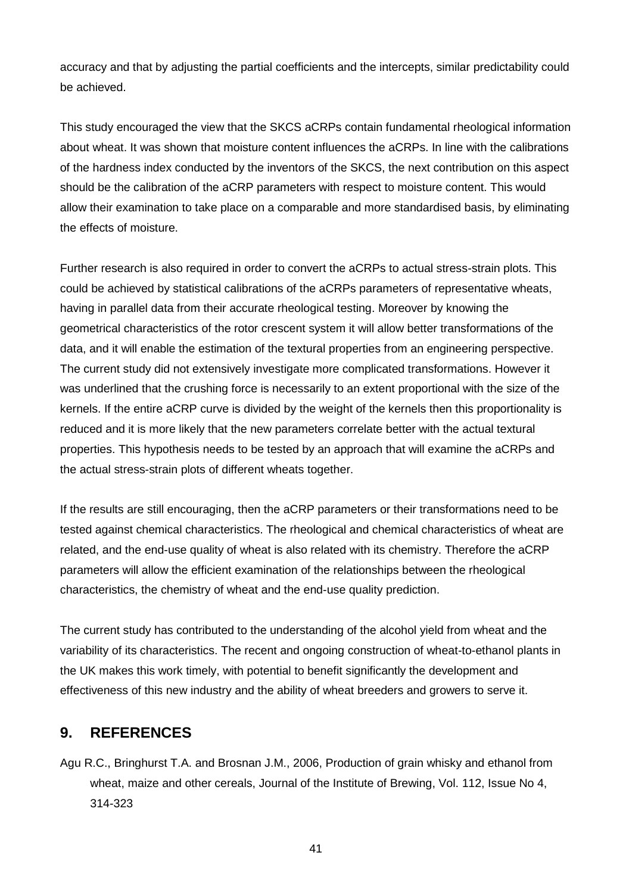accuracy and that by adjusting the partial coefficients and the intercepts, similar predictability could be achieved.

This study encouraged the view that the SKCS aCRPs contain fundamental rheological information about wheat. It was shown that moisture content influences the aCRPs. In line with the calibrations of the hardness index conducted by the inventors of the SKCS, the next contribution on this aspect should be the calibration of the aCRP parameters with respect to moisture content. This would allow their examination to take place on a comparable and more standardised basis, by eliminating the effects of moisture.

Further research is also required in order to convert the aCRPs to actual stress-strain plots. This could be achieved by statistical calibrations of the aCRPs parameters of representative wheats, having in parallel data from their accurate rheological testing. Moreover by knowing the geometrical characteristics of the rotor crescent system it will allow better transformations of the data, and it will enable the estimation of the textural properties from an engineering perspective. The current study did not extensively investigate more complicated transformations. However it was underlined that the crushing force is necessarily to an extent proportional with the size of the kernels. If the entire aCRP curve is divided by the weight of the kernels then this proportionality is reduced and it is more likely that the new parameters correlate better with the actual textural properties. This hypothesis needs to be tested by an approach that will examine the aCRPs and the actual stress-strain plots of different wheats together.

If the results are still encouraging, then the aCRP parameters or their transformations need to be tested against chemical characteristics. The rheological and chemical characteristics of wheat are related, and the end-use quality of wheat is also related with its chemistry. Therefore the aCRP parameters will allow the efficient examination of the relationships between the rheological characteristics, the chemistry of wheat and the end-use quality prediction.

The current study has contributed to the understanding of the alcohol yield from wheat and the variability of its characteristics. The recent and ongoing construction of wheat-to-ethanol plants in the UK makes this work timely, with potential to benefit significantly the development and effectiveness of this new industry and the ability of wheat breeders and growers to serve it.

## 9. REFERENCES

Agu R.C., Bringhurst T.A. and Brosnan J.M., 2006, Production of grain whisky and ethanol from wheat, maize and other cereals, Journal of the Institute of Brewing, Vol. 112, Issue No 4, 314-323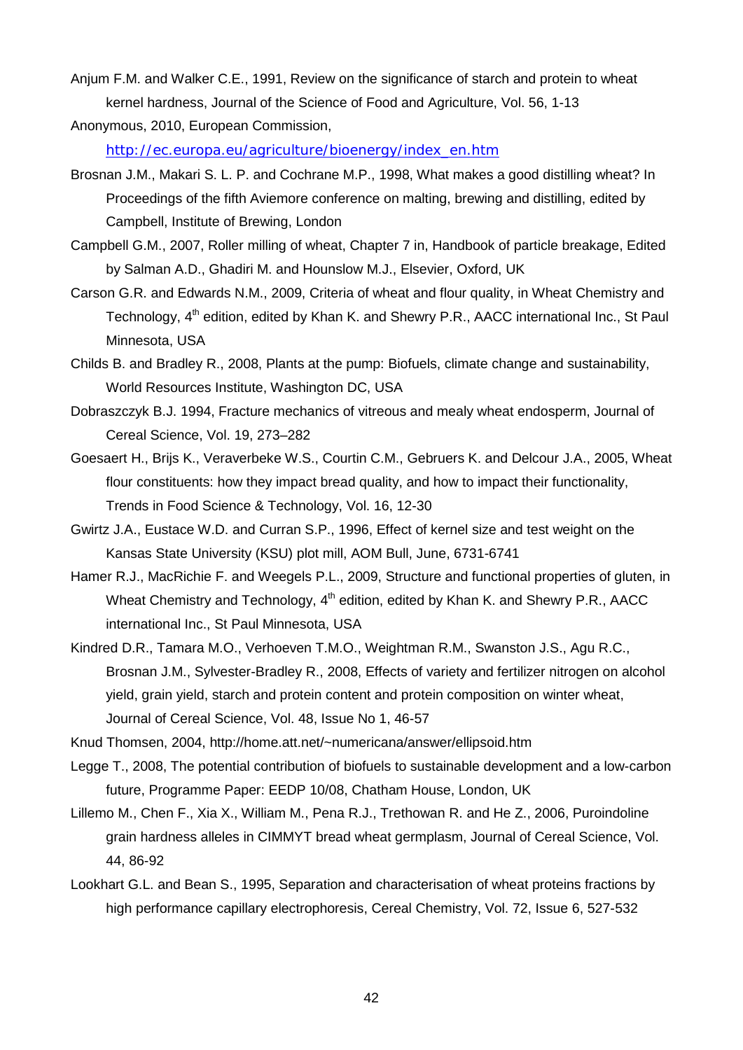Anjum F.M. and Walker C.E., 1991, Review on the significance of starch and protein to wheat kernel hardness, Journal of the Science of Food and Agriculture, Vol. 56, 1-13

Anonymous, 2010, European Commission, http://ec.europa.eu/agriculture/bioenergy/index_en.htm

Brosnan J.M., Makari S. L. P. and Cochrane M.P., 1998, What makes a good distilling wheat? In Proceedings of the fifth Aviemore conference on malting, brewing and distilling, edited by Campbell, Institute of Brewing, London

Campbell G.M., 2007, Roller milling of wheat, Chapter 7 in, Handbook of particle breakage, Edited by Salman A.D., Ghadiri M. and Hounslow M.J., Elsevier, Oxford, UK

Carson G.R. and Edwards N.M., 2009, Criteria of wheat and flour quality, in Wheat Chemistry and Technology, 4th edition, edited by Khan K. and Shewry P.R., AACC international Inc., St Paul Minnesota, USA

Childs B. and Bradley R., 2008, Plants at the pump: Biofuels, climate change and sustainability, World Resources Institute, Washington DC, USA

Dobraszczyk B.J. 1994, Fracture mechanics of vitreous and mealy wheat endosperm, Journal of Cereal Science, Vol. 19, 273–282

Goesaert H., Brijs K., Veraverbeke W.S., Courtin C.M., Gebruers K. and Delcour J.A., 2005, Wheat flour constituents: how they impact bread quality, and how to impact their functionality, Trends in Food Science & Technology, Vol. 16, 12-30

Gwirtz J.A., Eustace W.D. and Curran S.P., 1996, Effect of kernel size and test weight on the Kansas State University (KSU) plot mill, AOM Bull, June, 6731-6741

Hamer R.J., MacRichie F. and Weegels P.L., 2009, Structure and functional properties of gluten, in Wheat Chemistry and Technology, 4th edition, edited by Khan K. and Shewry P.R., AACC international Inc., St Paul Minnesota, USA

Kindred D.R., Tamara M.O., Verhoeven T.M.O., Weightman R.M., Swanston J.S., Agu R.C., Brosnan J.M., Sylvester-Bradley R., 2008, Effects of variety and fertilizer nitrogen on alcohol yield, grain yield, starch and protein content and protein composition on winter wheat, Journal of Cereal Science, Vol. 48, Issue No 1, 46-57

Knud Thomsen, 2004, http://home.att.net/~numericana/answer/ellipsoid.htm

Legge T., 2008, The potential contribution of biofuels to sustainable development and a low-carbon future, Programme Paper: EEDP 10/08, Chatham House, London, UK

Lillemo M., Chen F., Xia X., William M., Pena R.J., Trethowan R. and He Z., 2006, Puroindoline grain hardness alleles in CIMMYT bread wheat germplasm, Journal of Cereal Science, Vol. 44, 86-92

Lookhart G.L. and Bean S., 1995, Separation and characterisation of wheat proteins fractions by high performance capillary electrophoresis, Cereal Chemistry, Vol. 72, Issue 6, 527-532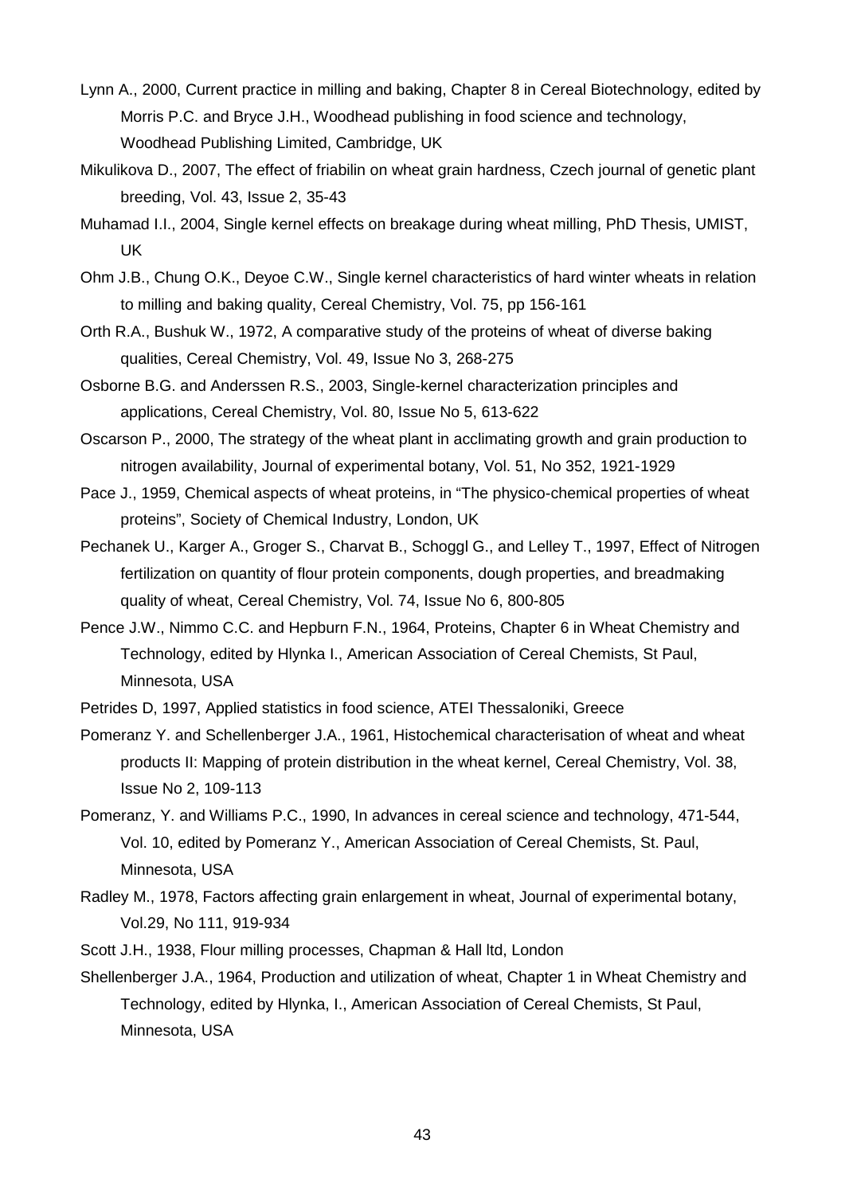Lynn A., 2000, Current practice in milling and baking, Chapter 8 in Cereal Biotechnology, edited by Morris P.C. and Bryce J.H., Woodhead publishing in food science and technology, Woodhead Publishing Limited, Cambridge, UK

Mikulikova D., 2007, The effect of friabilin on wheat grain hardness, Czech journal of genetic plant breeding, Vol. 43, Issue 2, 35-43

Muhamad I.I., 2004, Single kernel effects on breakage during wheat milling, PhD Thesis, UMIST, UK

Ohm J.B., Chung O.K., Deyoe C.W., Single kernel characteristics of hard winter wheats in relation to milling and baking quality, Cereal Chemistry, Vol. 75, pp 156-161

Orth R.A., Bushuk W., 1972, A comparative study of the proteins of wheat of diverse baking qualities, Cereal Chemistry, Vol. 49, Issue No 3, 268-275

Osborne B.G. and Anderssen R.S., 2003, Single-kernel characterization principles and applications, Cereal Chemistry, Vol. 80, Issue No 5, 613-622

Oscarson P., 2000, The strategy of the wheat plant in acclimating growth and grain production to nitrogen availability, Journal of experimental botany, Vol. 51, No 352, 1921-1929

Pace J., 1959, Chemical aspects of wheat proteins, in "The physico-chemical properties of wheat proteins", Society of Chemical Industry, London, UK

Pechanek U., Karger A., Groger S., Charvat B., Schoggl G., and Lelley T., 1997, Effect of Nitrogen fertilization on quantity of flour protein components, dough properties, and breadmaking quality of wheat, Cereal Chemistry, Vol. 74, Issue No 6, 800-805

Pence J.W., Nimmo C.C. and Hepburn F.N., 1964, Proteins, Chapter 6 in Wheat Chemistry and Technology, edited by Hlynka I., American Association of Cereal Chemists, St Paul, Minnesota, USA

Petrides D, 1997, Applied statistics in food science, ATEI Thessaloniki, Greece

Pomeranz Y. and Schellenberger J.A., 1961, Histochemical characterisation of wheat and wheat products II: Mapping of protein distribution in the wheat kernel, Cereal Chemistry, Vol. 38, Issue No 2, 109-113

Pomeranz, Y. and Williams P.C., 1990, In advances in cereal science and technology, 471-544, Vol. 10, edited by Pomeranz Y., American Association of Cereal Chemists, St. Paul, Minnesota, USA

Radley M., 1978, Factors affecting grain enlargement in wheat, Journal of experimental botany, Vol.29, No 111, 919-934

Scott J.H., 1938, Flour milling processes, Chapman & Hall ltd, London

Shellenberger J.A., 1964, Production and utilization of wheat, Chapter 1 in Wheat Chemistry and Technology, edited by Hlynka, I., American Association of Cereal Chemists, St Paul, Minnesota, USA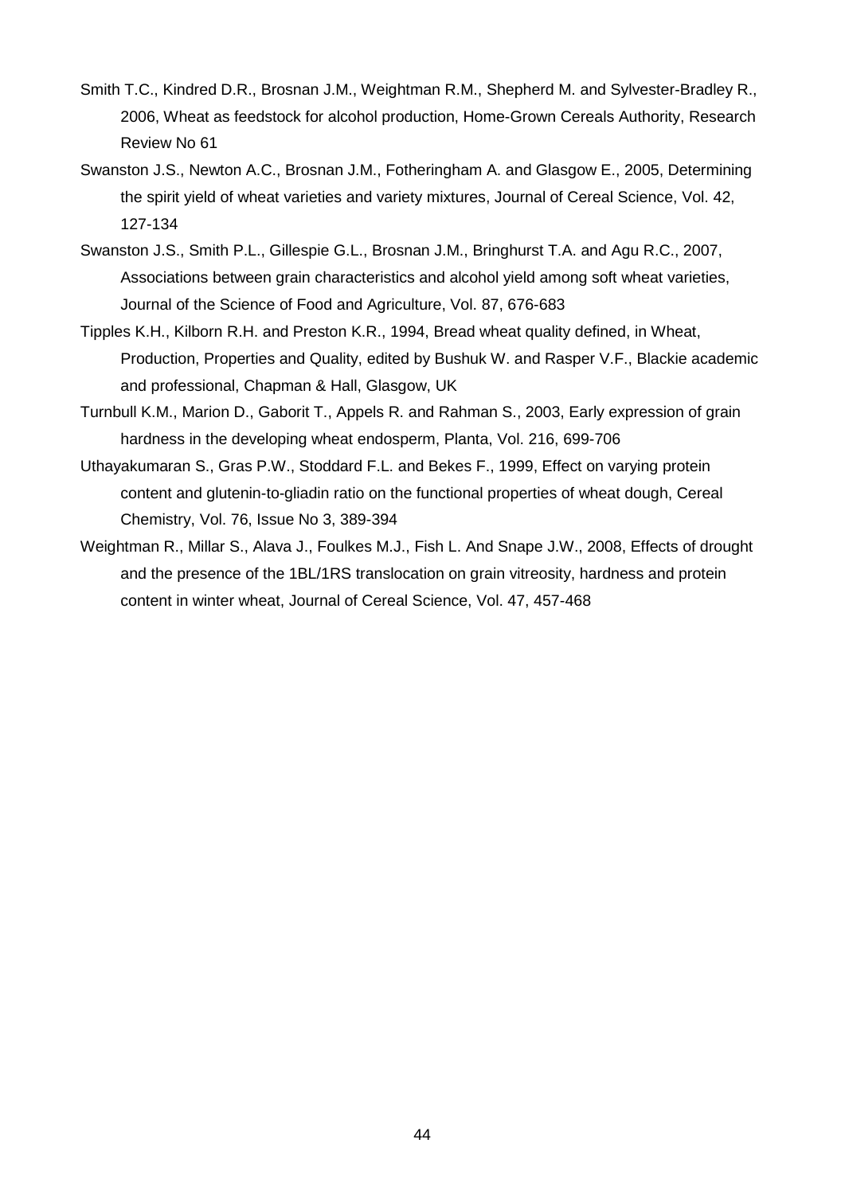Smith T.C., Kindred D.R., Brosnan J.M., Weightman R.M., Shepherd M. and Sylvester-Bradley R., 2006, Wheat as feedstock for alcohol production, Home-Grown Cereals Authority, Research Review No 61

Swanston J.S., Newton A.C., Brosnan J.M., Fotheringham A. and Glasgow E., 2005, Determining the spirit yield of wheat varieties and variety mixtures, Journal of Cereal Science, Vol. 42, 127-134

Swanston J.S., Smith P.L., Gillespie G.L., Brosnan J.M., Bringhurst T.A. and Agu R.C., 2007, Associations between grain characteristics and alcohol yield among soft wheat varieties, Journal of the Science of Food and Agriculture, Vol. 87, 676-683

Tipples K.H., Kilborn R.H. and Preston K.R., 1994, Bread wheat quality defined, in Wheat, Production, Properties and Quality, edited by Bushuk W. and Rasper V.F., Blackie academic and professional, Chapman & Hall, Glasgow, UK

Turnbull K.M., Marion D., Gaborit T., Appels R. and Rahman S., 2003, Early expression of grain hardness in the developing wheat endosperm, Planta, Vol. 216, 699-706

Uthayakumaran S., Gras P.W., Stoddard F.L. and Bekes F., 1999, Effect on varying protein content and glutenin-to-gliadin ratio on the functional properties of wheat dough, Cereal Chemistry, Vol. 76, Issue No 3, 389-394

Weightman R., Millar S., Alava J., Foulkes M.J., Fish L. And Snape J.W., 2008, Effects of drought and the presence of the 1BL/1RS translocation on grain vitreosity, hardness and protein content in winter wheat, Journal of Cereal Science, Vol. 47, 457-468